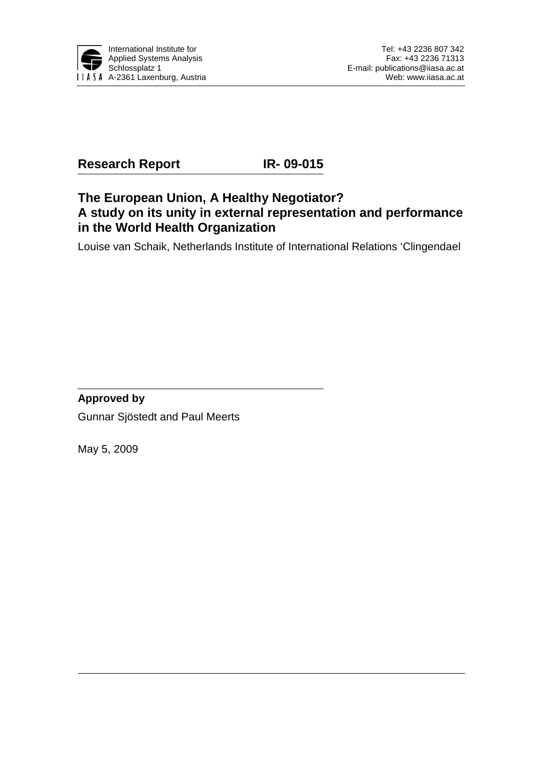International Institute for
Applied Systems Analysis
Schlossplatz 1
A-2361 Laxenburg, Austria

Tel: +43 2236 807 342
Fax: +43 2236 71313
E-mail: publications@iiasa.ac.at
Web: www.iiasa.ac.at

**Research Report** **IR- 09-015**

# The European Union, A Healthy Negotiator? A study on its unity in external representation and performance in the World Health Organization

Louise van Schaik, Netherlands Institute of International Relations 'Clingendael

**Approved by**

Gunnar Sjöstedt and Paul Meerts

May 5, 2009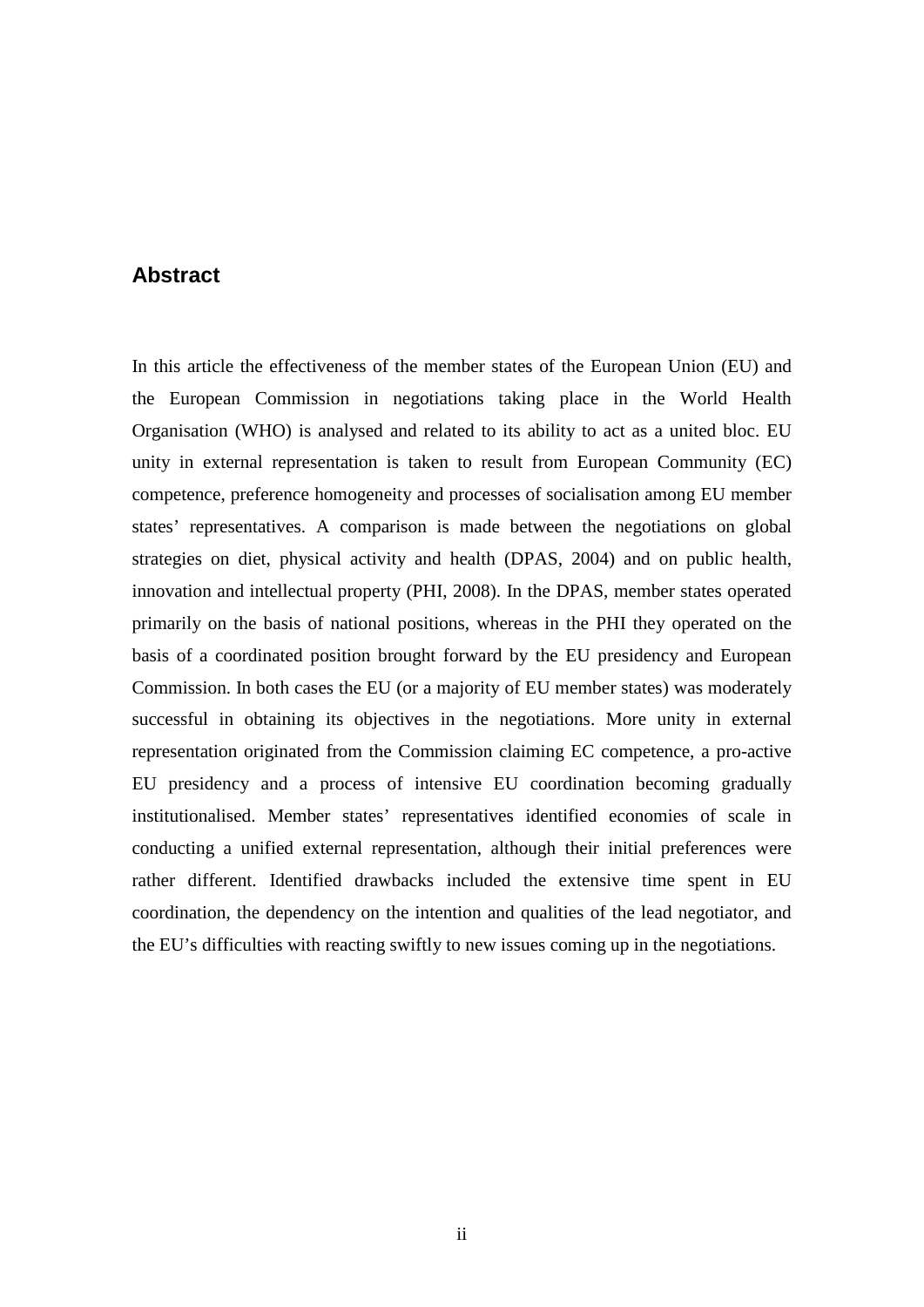## Abstract

In this article the effectiveness of the member states of the European Union (EU) and the European Commission in negotiations taking place in the World Health Organisation (WHO) is analysed and related to its ability to act as a united bloc. EU unity in external representation is taken to result from European Community (EC) competence, preference homogeneity and processes of socialisation among EU member states' representatives. A comparison is made between the negotiations on global strategies on diet, physical activity and health (DPAS, 2004) and on public health, innovation and intellectual property (PHI, 2008). In the DPAS, member states operated primarily on the basis of national positions, whereas in the PHI they operated on the basis of a coordinated position brought forward by the EU presidency and European Commission. In both cases the EU (or a majority of EU member states) was moderately successful in obtaining its objectives in the negotiations. More unity in external representation originated from the Commission claiming EC competence, a pro-active EU presidency and a process of intensive EU coordination becoming gradually institutionalised. Member states' representatives identified economies of scale in conducting a unified external representation, although their initial preferences were rather different. Identified drawbacks included the extensive time spent in EU coordination, the dependency on the intention and qualities of the lead negotiator, and the EU's difficulties with reacting swiftly to new issues coming up in the negotiations.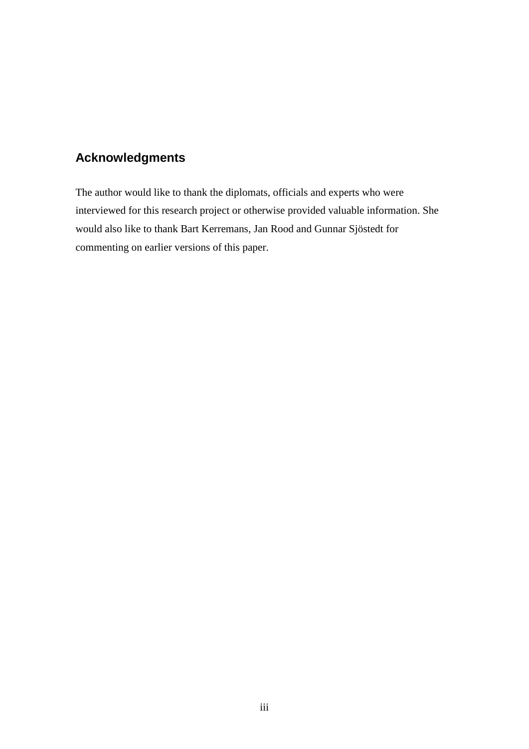## Acknowledgments

The author would like to thank the diplomats, officials and experts who were interviewed for this research project or otherwise provided valuable information. She would also like to thank Bart Kerremans, Jan Rood and Gunnar Sjöstedt for commenting on earlier versions of this paper.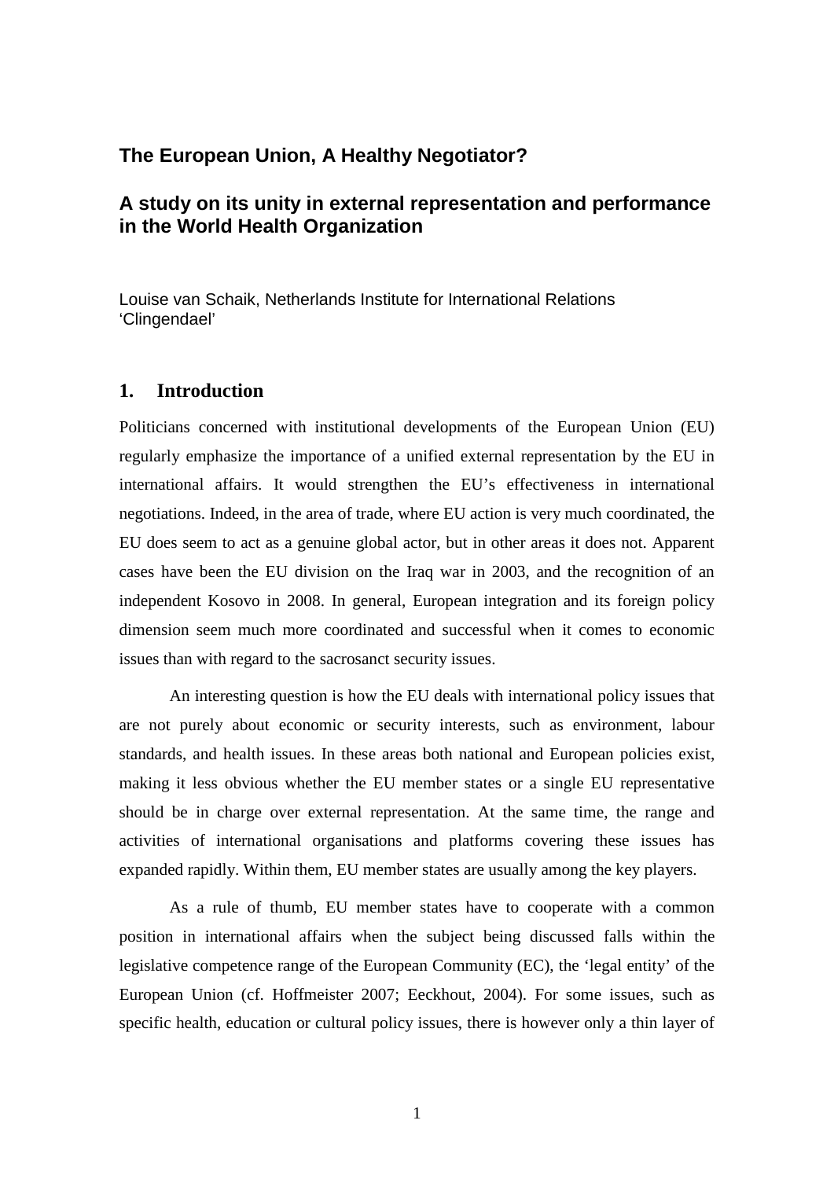# The European Union, A Healthy Negotiator?

## A study on its unity in external representation and performance in the World Health Organization

Louise van Schaik, Netherlands Institute for International Relations 'Clingendael'

## 1. Introduction

Politicians concerned with institutional developments of the European Union (EU) regularly emphasize the importance of a unified external representation by the EU in international affairs. It would strengthen the EU's effectiveness in international negotiations. Indeed, in the area of trade, where EU action is very much coordinated, the EU does seem to act as a genuine global actor, but in other areas it does not. Apparent cases have been the EU division on the Iraq war in 2003, and the recognition of an independent Kosovo in 2008. In general, European integration and its foreign policy dimension seem much more coordinated and successful when it comes to economic issues than with regard to the sacrosanct security issues.

An interesting question is how the EU deals with international policy issues that are not purely about economic or security interests, such as environment, labour standards, and health issues. In these areas both national and European policies exist, making it less obvious whether the EU member states or a single EU representative should be in charge over external representation. At the same time, the range and activities of international organisations and platforms covering these issues has expanded rapidly. Within them, EU member states are usually among the key players.

As a rule of thumb, EU member states have to cooperate with a common position in international affairs when the subject being discussed falls within the legislative competence range of the European Community (EC), the 'legal entity' of the European Union (cf. Hoffmeister 2007; Eeckhout, 2004). For some issues, such as specific health, education or cultural policy issues, there is however only a thin layer of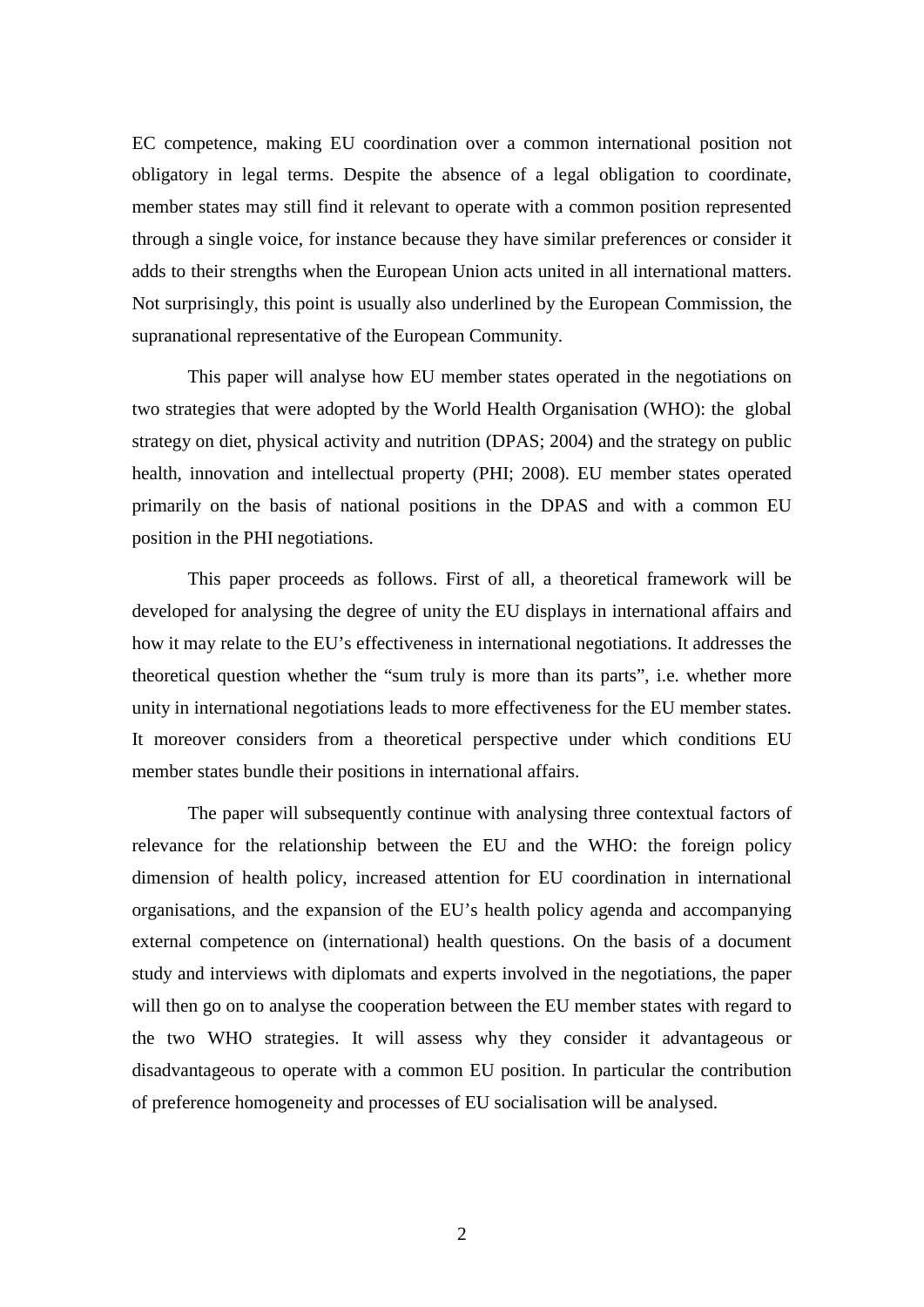EC competence, making EU coordination over a common international position not obligatory in legal terms. Despite the absence of a legal obligation to coordinate, member states may still find it relevant to operate with a common position represented through a single voice, for instance because they have similar preferences or consider it adds to their strengths when the European Union acts united in all international matters. Not surprisingly, this point is usually also underlined by the European Commission, the supranational representative of the European Community.

This paper will analyse how EU member states operated in the negotiations on two strategies that were adopted by the World Health Organisation (WHO): the global strategy on diet, physical activity and nutrition (DPAS; 2004) and the strategy on public health, innovation and intellectual property (PHI; 2008). EU member states operated primarily on the basis of national positions in the DPAS and with a common EU position in the PHI negotiations.

This paper proceeds as follows. First of all, a theoretical framework will be developed for analysing the degree of unity the EU displays in international affairs and how it may relate to the EU's effectiveness in international negotiations. It addresses the theoretical question whether the "sum truly is more than its parts", i.e. whether more unity in international negotiations leads to more effectiveness for the EU member states. It moreover considers from a theoretical perspective under which conditions EU member states bundle their positions in international affairs.

The paper will subsequently continue with analysing three contextual factors of relevance for the relationship between the EU and the WHO: the foreign policy dimension of health policy, increased attention for EU coordination in international organisations, and the expansion of the EU's health policy agenda and accompanying external competence on (international) health questions. On the basis of a document study and interviews with diplomats and experts involved in the negotiations, the paper will then go on to analyse the cooperation between the EU member states with regard to the two WHO strategies. It will assess why they consider it advantageous or disadvantageous to operate with a common EU position. In particular the contribution of preference homogeneity and processes of EU socialisation will be analysed.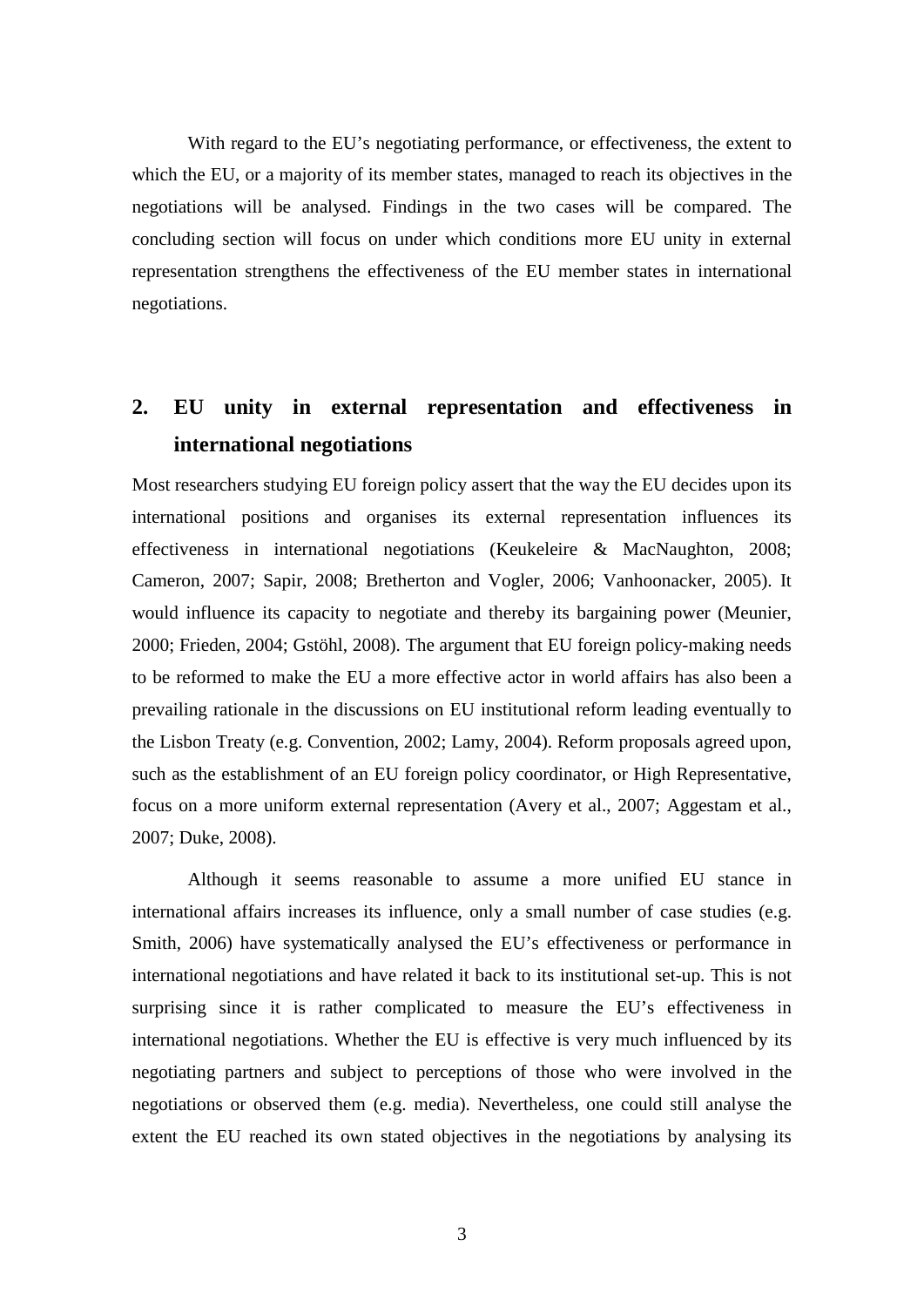With regard to the EU's negotiating performance, or effectiveness, the extent to which the EU, or a majority of its member states, managed to reach its objectives in the negotiations will be analysed. Findings in the two cases will be compared. The concluding section will focus on under which conditions more EU unity in external representation strengthens the effectiveness of the EU member states in international negotiations.

## 2. EU unity in external representation and effectiveness in international negotiations

Most researchers studying EU foreign policy assert that the way the EU decides upon its international positions and organises its external representation influences its effectiveness in international negotiations (Keukeleire & MacNaughton, 2008; Cameron, 2007; Sapir, 2008; Bretherton and Vogler, 2006; Vanhoonacker, 2005). It would influence its capacity to negotiate and thereby its bargaining power (Meunier, 2000; Frieden, 2004; Gstöhl, 2008). The argument that EU foreign policy-making needs to be reformed to make the EU a more effective actor in world affairs has also been a prevailing rationale in the discussions on EU institutional reform leading eventually to the Lisbon Treaty (e.g. Convention, 2002; Lamy, 2004). Reform proposals agreed upon, such as the establishment of an EU foreign policy coordinator, or High Representative, focus on a more uniform external representation (Avery et al., 2007; Aggestam et al., 2007; Duke, 2008).

Although it seems reasonable to assume a more unified EU stance in international affairs increases its influence, only a small number of case studies (e.g. Smith, 2006) have systematically analysed the EU's effectiveness or performance in international negotiations and have related it back to its institutional set-up. This is not surprising since it is rather complicated to measure the EU's effectiveness in international negotiations. Whether the EU is effective is very much influenced by its negotiating partners and subject to perceptions of those who were involved in the negotiations or observed them (e.g. media). Nevertheless, one could still analyse the extent the EU reached its own stated objectives in the negotiations by analysing its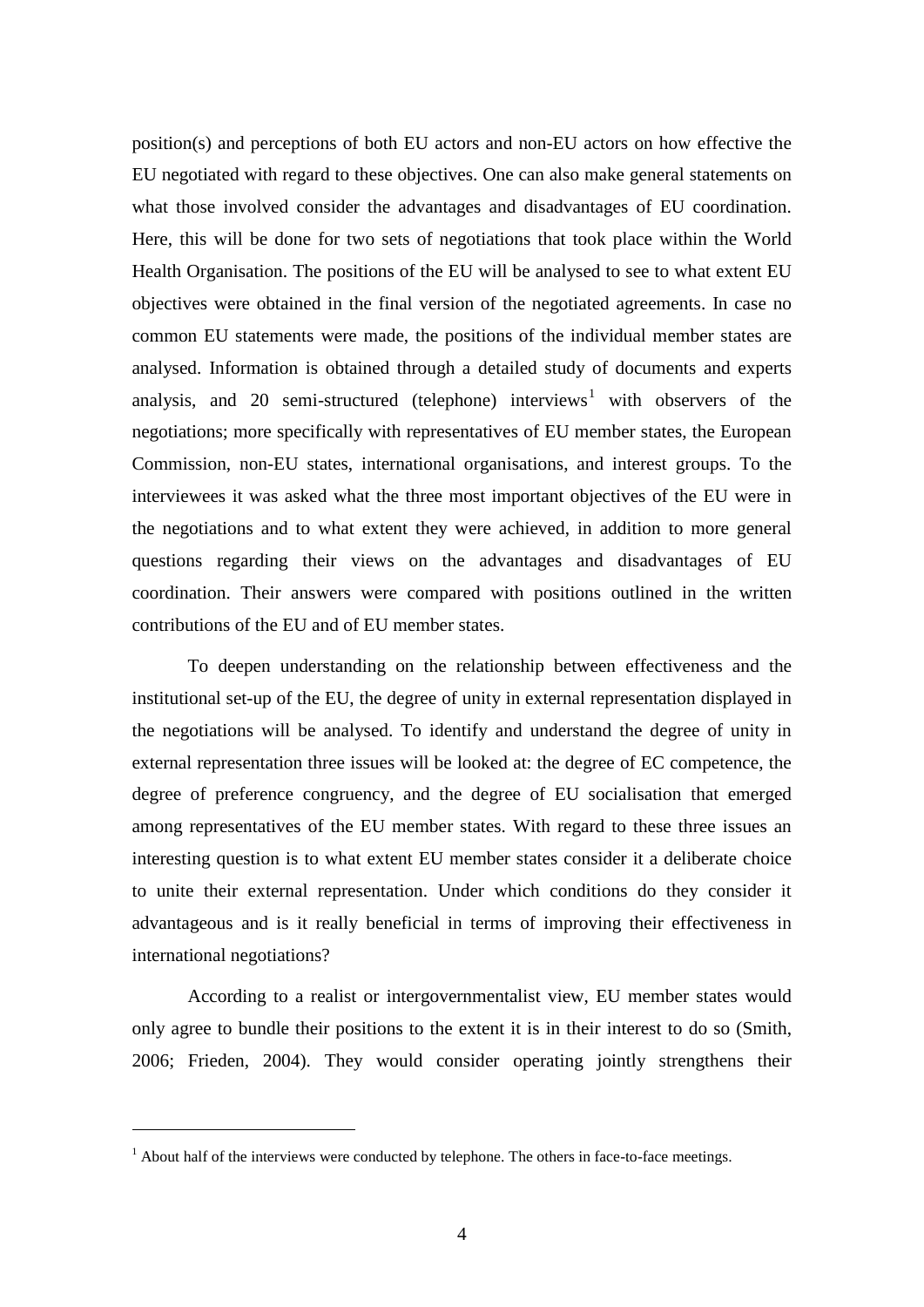position(s) and perceptions of both EU actors and non-EU actors on how effective the EU negotiated with regard to these objectives. One can also make general statements on what those involved consider the advantages and disadvantages of EU coordination. Here, this will be done for two sets of negotiations that took place within the World Health Organisation. The positions of the EU will be analysed to see to what extent EU objectives were obtained in the final version of the negotiated agreements. In case no common EU statements were made, the positions of the individual member states are analysed. Information is obtained through a detailed study of documents and experts analysis, and 20 semi-structured (telephone) interviews[1] with observers of the negotiations; more specifically with representatives of EU member states, the European Commission, non-EU states, international organisations, and interest groups. To the interviewees it was asked what the three most important objectives of the EU were in the negotiations and to what extent they were achieved, in addition to more general questions regarding their views on the advantages and disadvantages of EU coordination. Their answers were compared with positions outlined in the written contributions of the EU and of EU member states.

To deepen understanding on the relationship between effectiveness and the institutional set-up of the EU, the degree of unity in external representation displayed in the negotiations will be analysed. To identify and understand the degree of unity in external representation three issues will be looked at: the degree of EC competence, the degree of preference congruency, and the degree of EU socialisation that emerged among representatives of the EU member states. With regard to these three issues an interesting question is to what extent EU member states consider it a deliberate choice to unite their external representation. Under which conditions do they consider it advantageous and is it really beneficial in terms of improving their effectiveness in international negotiations?

According to a realist or intergovernmentalist view, EU member states would only agree to bundle their positions to the extent it is in their interest to do so (Smith, 2006; Frieden, 2004). They would consider operating jointly strengthens their

[1] About half of the interviews were conducted by telephone. The others in face-to-face meetings.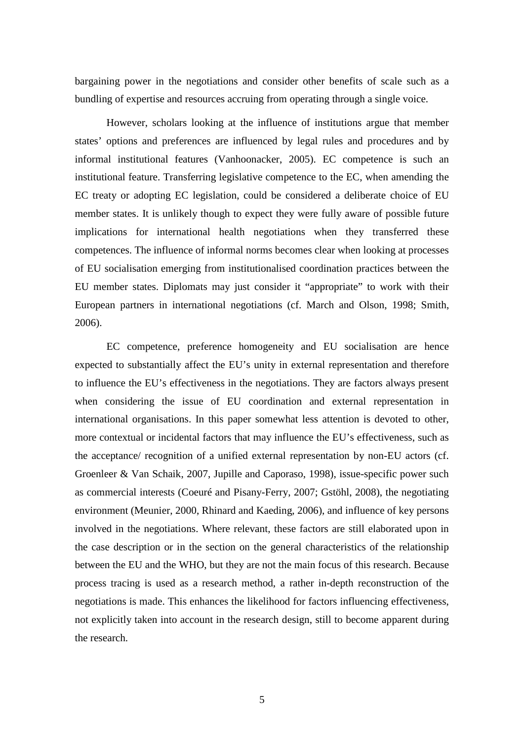bargaining power in the negotiations and consider other benefits of scale such as a bundling of expertise and resources accruing from operating through a single voice.

However, scholars looking at the influence of institutions argue that member states' options and preferences are influenced by legal rules and procedures and by informal institutional features (Vanhoonacker, 2005). EC competence is such an institutional feature. Transferring legislative competence to the EC, when amending the EC treaty or adopting EC legislation, could be considered a deliberate choice of EU member states. It is unlikely though to expect they were fully aware of possible future implications for international health negotiations when they transferred these competences. The influence of informal norms becomes clear when looking at processes of EU socialisation emerging from institutionalised coordination practices between the EU member states. Diplomats may just consider it "appropriate" to work with their European partners in international negotiations (cf. March and Olson, 1998; Smith, 2006).

EC competence, preference homogeneity and EU socialisation are hence expected to substantially affect the EU's unity in external representation and therefore to influence the EU's effectiveness in the negotiations. They are factors always present when considering the issue of EU coordination and external representation in international organisations. In this paper somewhat less attention is devoted to other, more contextual or incidental factors that may influence the EU's effectiveness, such as the acceptance/ recognition of a unified external representation by non-EU actors (cf. Groenleer & Van Schaik, 2007, Jupille and Caporaso, 1998), issue-specific power such as commercial interests (Coeuré and Pisany-Ferry, 2007; Gstöhl, 2008), the negotiating environment (Meunier, 2000, Rhinard and Kaeding, 2006), and influence of key persons involved in the negotiations. Where relevant, these factors are still elaborated upon in the case description or in the section on the general characteristics of the relationship between the EU and the WHO, but they are not the main focus of this research. Because process tracing is used as a research method, a rather in-depth reconstruction of the negotiations is made. This enhances the likelihood for factors influencing effectiveness, not explicitly taken into account in the research design, still to become apparent during the research.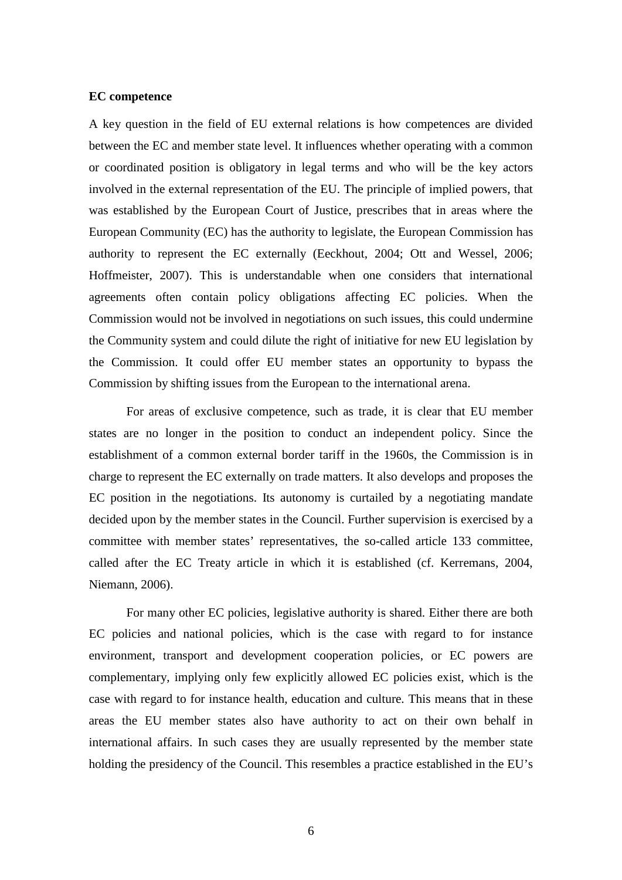**EC competence**

A key question in the field of EU external relations is how competences are divided between the EC and member state level. It influences whether operating with a common or coordinated position is obligatory in legal terms and who will be the key actors involved in the external representation of the EU. The principle of implied powers, that was established by the European Court of Justice, prescribes that in areas where the European Community (EC) has the authority to legislate, the European Commission has authority to represent the EC externally (Eeckhout, 2004; Ott and Wessel, 2006; Hoffmeister, 2007). This is understandable when one considers that international agreements often contain policy obligations affecting EC policies. When the Commission would not be involved in negotiations on such issues, this could undermine the Community system and could dilute the right of initiative for new EU legislation by the Commission. It could offer EU member states an opportunity to bypass the Commission by shifting issues from the European to the international arena.

For areas of exclusive competence, such as trade, it is clear that EU member states are no longer in the position to conduct an independent policy. Since the establishment of a common external border tariff in the 1960s, the Commission is in charge to represent the EC externally on trade matters. It also develops and proposes the EC position in the negotiations. Its autonomy is curtailed by a negotiating mandate decided upon by the member states in the Council. Further supervision is exercised by a committee with member states' representatives, the so-called article 133 committee, called after the EC Treaty article in which it is established (cf. Kerremans, 2004, Niemann, 2006).

For many other EC policies, legislative authority is shared. Either there are both EC policies and national policies, which is the case with regard to for instance environment, transport and development cooperation policies, or EC powers are complementary, implying only few explicitly allowed EC policies exist, which is the case with regard to for instance health, education and culture. This means that in these areas the EU member states also have authority to act on their own behalf in international affairs. In such cases they are usually represented by the member state holding the presidency of the Council. This resembles a practice established in the EU's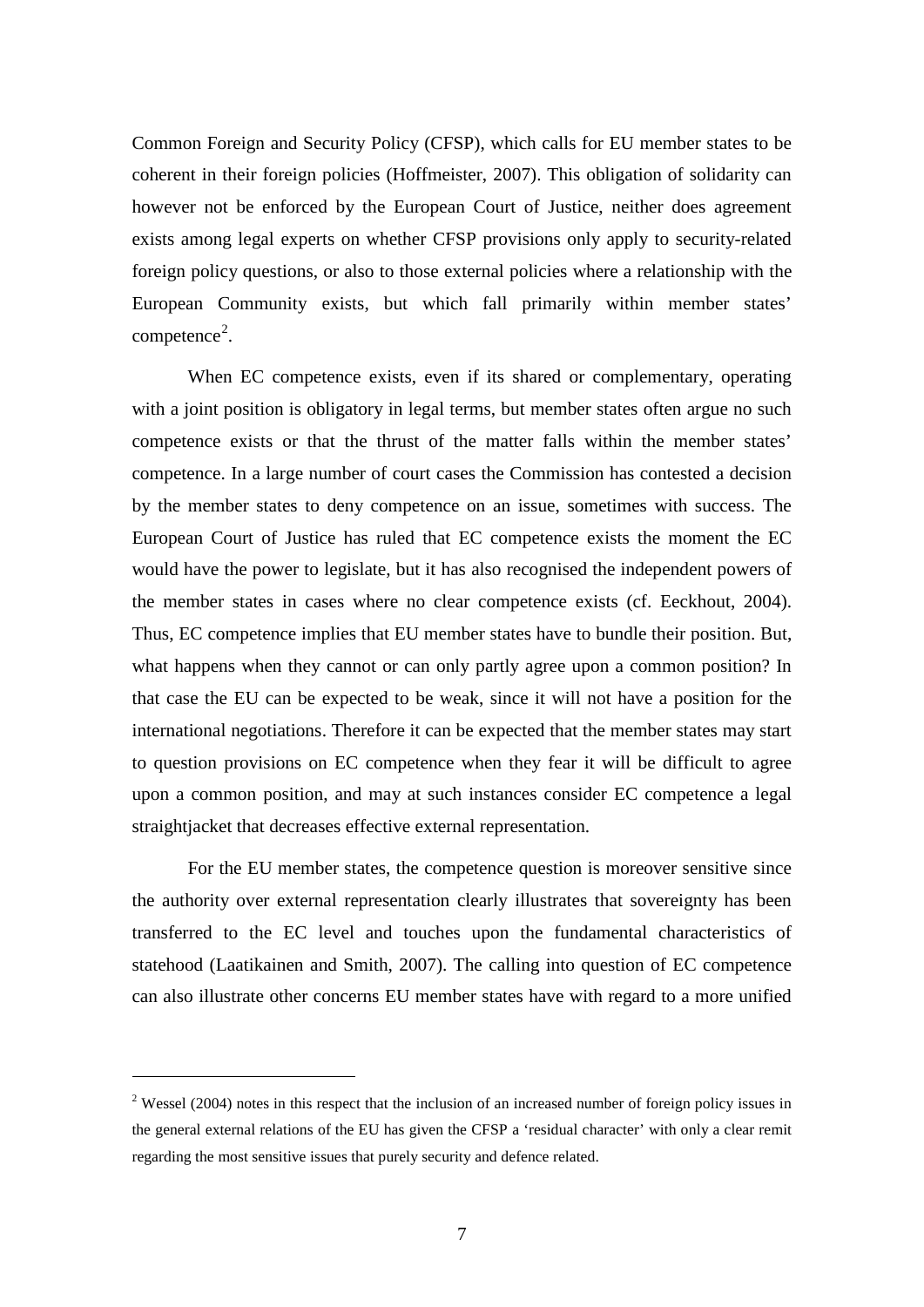Common Foreign and Security Policy (CFSP), which calls for EU member states to be coherent in their foreign policies (Hoffmeister, 2007). This obligation of solidarity can however not be enforced by the European Court of Justice, neither does agreement exists among legal experts on whether CFSP provisions only apply to security-related foreign policy questions, or also to those external policies where a relationship with the European Community exists, but which fall primarily within member states' competence[2].

When EC competence exists, even if its shared or complementary, operating with a joint position is obligatory in legal terms, but member states often argue no such competence exists or that the thrust of the matter falls within the member states' competence. In a large number of court cases the Commission has contested a decision by the member states to deny competence on an issue, sometimes with success. The European Court of Justice has ruled that EC competence exists the moment the EC would have the power to legislate, but it has also recognised the independent powers of the member states in cases where no clear competence exists (cf. Eeckhout, 2004). Thus, EC competence implies that EU member states have to bundle their position. But, what happens when they cannot or can only partly agree upon a common position? In that case the EU can be expected to be weak, since it will not have a position for the international negotiations. Therefore it can be expected that the member states may start to question provisions on EC competence when they fear it will be difficult to agree upon a common position, and may at such instances consider EC competence a legal straightjacket that decreases effective external representation.

For the EU member states, the competence question is moreover sensitive since the authority over external representation clearly illustrates that sovereignty has been transferred to the EC level and touches upon the fundamental characteristics of statehood (Laatikainen and Smith, 2007). The calling into question of EC competence can also illustrate other concerns EU member states have with regard to a more unified

[2] Wessel (2004) notes in this respect that the inclusion of an increased number of foreign policy issues in the general external relations of the EU has given the CFSP a 'residual character' with only a clear remit regarding the most sensitive issues that purely security and defence related.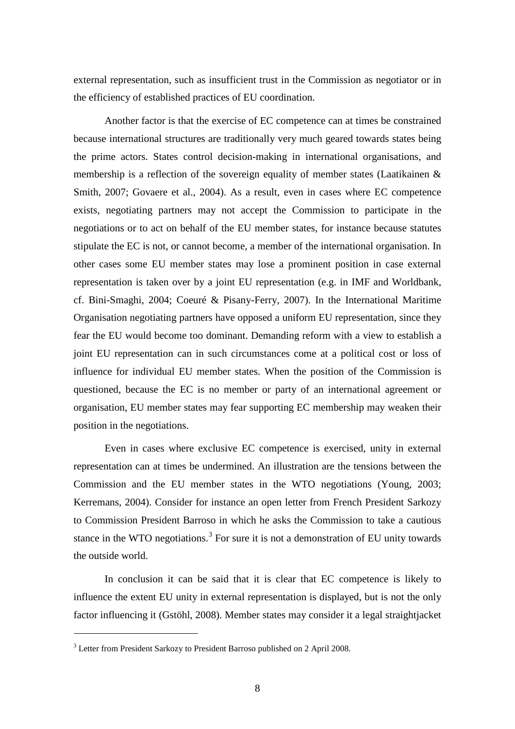external representation, such as insufficient trust in the Commission as negotiator or in the efficiency of established practices of EU coordination.

Another factor is that the exercise of EC competence can at times be constrained because international structures are traditionally very much geared towards states being the prime actors. States control decision-making in international organisations, and membership is a reflection of the sovereign equality of member states (Laatikainen & Smith, 2007; Govaere et al., 2004). As a result, even in cases where EC competence exists, negotiating partners may not accept the Commission to participate in the negotiations or to act on behalf of the EU member states, for instance because statutes stipulate the EC is not, or cannot become, a member of the international organisation. In other cases some EU member states may lose a prominent position in case external representation is taken over by a joint EU representation (e.g. in IMF and Worldbank, cf. Bini-Smaghi, 2004; Coeuré & Pisany-Ferry, 2007). In the International Maritime Organisation negotiating partners have opposed a uniform EU representation, since they fear the EU would become too dominant. Demanding reform with a view to establish a joint EU representation can in such circumstances come at a political cost or loss of influence for individual EU member states. When the position of the Commission is questioned, because the EC is no member or party of an international agreement or organisation, EU member states may fear supporting EC membership may weaken their position in the negotiations.

Even in cases where exclusive EC competence is exercised, unity in external representation can at times be undermined. An illustration are the tensions between the Commission and the EU member states in the WTO negotiations (Young, 2003; Kerremans, 2004). Consider for instance an open letter from French President Sarkozy to Commission President Barroso in which he asks the Commission to take a cautious stance in the WTO negotiations.[3] For sure it is not a demonstration of EU unity towards the outside world.

In conclusion it can be said that it is clear that EC competence is likely to influence the extent EU unity in external representation is displayed, but is not the only factor influencing it (Gstöhl, 2008). Member states may consider it a legal straightjacket

[3] Letter from President Sarkozy to President Barroso published on 2 April 2008.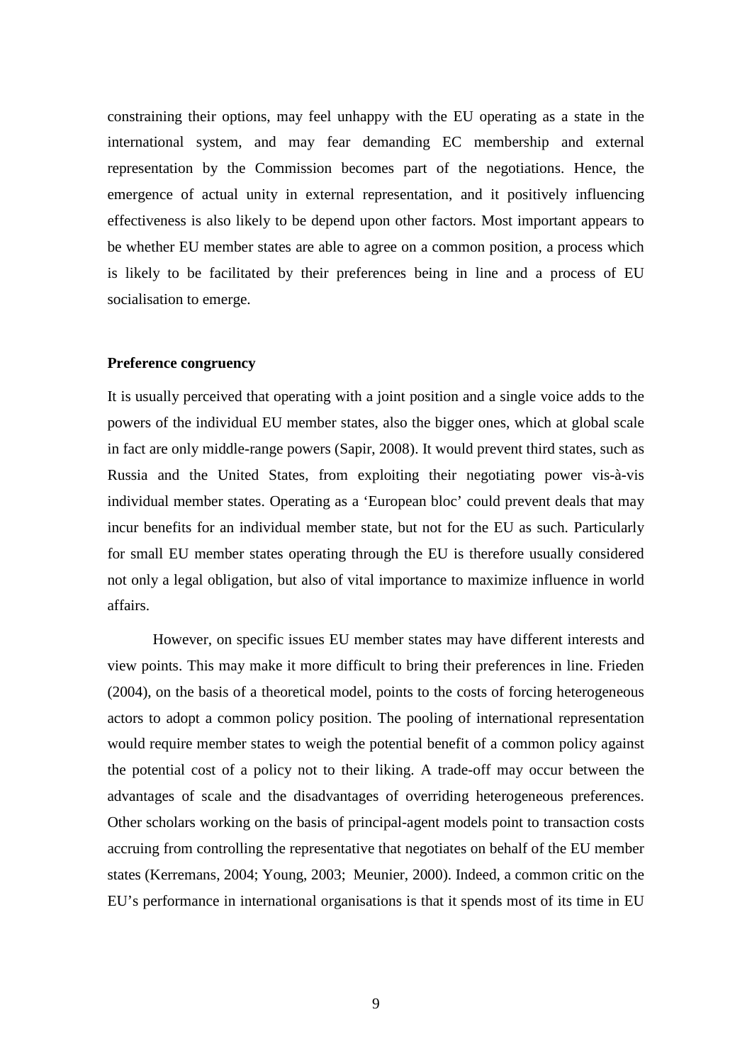constraining their options, may feel unhappy with the EU operating as a state in the international system, and may fear demanding EC membership and external representation by the Commission becomes part of the negotiations. Hence, the emergence of actual unity in external representation, and it positively influencing effectiveness is also likely to be depend upon other factors. Most important appears to be whether EU member states are able to agree on a common position, a process which is likely to be facilitated by their preferences being in line and a process of EU socialisation to emerge.

**Preference congruency**

It is usually perceived that operating with a joint position and a single voice adds to the powers of the individual EU member states, also the bigger ones, which at global scale in fact are only middle-range powers (Sapir, 2008). It would prevent third states, such as Russia and the United States, from exploiting their negotiating power vis-à-vis individual member states. Operating as a 'European bloc' could prevent deals that may incur benefits for an individual member state, but not for the EU as such. Particularly for small EU member states operating through the EU is therefore usually considered not only a legal obligation, but also of vital importance to maximize influence in world affairs.

However, on specific issues EU member states may have different interests and view points. This may make it more difficult to bring their preferences in line. Frieden (2004), on the basis of a theoretical model, points to the costs of forcing heterogeneous actors to adopt a common policy position. The pooling of international representation would require member states to weigh the potential benefit of a common policy against the potential cost of a policy not to their liking. A trade-off may occur between the advantages of scale and the disadvantages of overriding heterogeneous preferences. Other scholars working on the basis of principal-agent models point to transaction costs accruing from controlling the representative that negotiates on behalf of the EU member states (Kerremans, 2004; Young, 2003; Meunier, 2000). Indeed, a common critic on the EU's performance in international organisations is that it spends most of its time in EU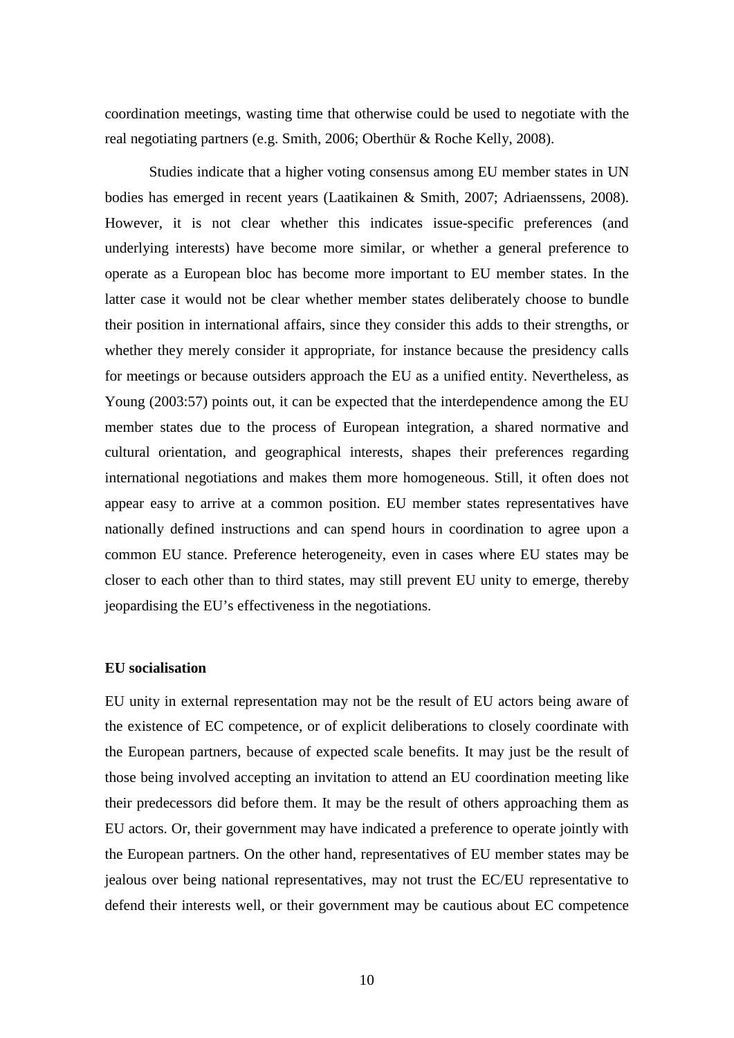coordination meetings, wasting time that otherwise could be used to negotiate with the real negotiating partners (e.g. Smith, 2006; Oberthür & Roche Kelly, 2008).

Studies indicate that a higher voting consensus among EU member states in UN bodies has emerged in recent years (Laatikainen & Smith, 2007; Adriaenssens, 2008). However, it is not clear whether this indicates issue-specific preferences (and underlying interests) have become more similar, or whether a general preference to operate as a European bloc has become more important to EU member states. In the latter case it would not be clear whether member states deliberately choose to bundle their position in international affairs, since they consider this adds to their strengths, or whether they merely consider it appropriate, for instance because the presidency calls for meetings or because outsiders approach the EU as a unified entity. Nevertheless, as Young (2003:57) points out, it can be expected that the interdependence among the EU member states due to the process of European integration, a shared normative and cultural orientation, and geographical interests, shapes their preferences regarding international negotiations and makes them more homogeneous. Still, it often does not appear easy to arrive at a common position. EU member states representatives have nationally defined instructions and can spend hours in coordination to agree upon a common EU stance. Preference heterogeneity, even in cases where EU states may be closer to each other than to third states, may still prevent EU unity to emerge, thereby jeopardising the EU's effectiveness in the negotiations.

**EU socialisation**

EU unity in external representation may not be the result of EU actors being aware of the existence of EC competence, or of explicit deliberations to closely coordinate with the European partners, because of expected scale benefits. It may just be the result of those being involved accepting an invitation to attend an EU coordination meeting like their predecessors did before them. It may be the result of others approaching them as EU actors. Or, their government may have indicated a preference to operate jointly with the European partners. On the other hand, representatives of EU member states may be jealous over being national representatives, may not trust the EC/EU representative to defend their interests well, or their government may be cautious about EC competence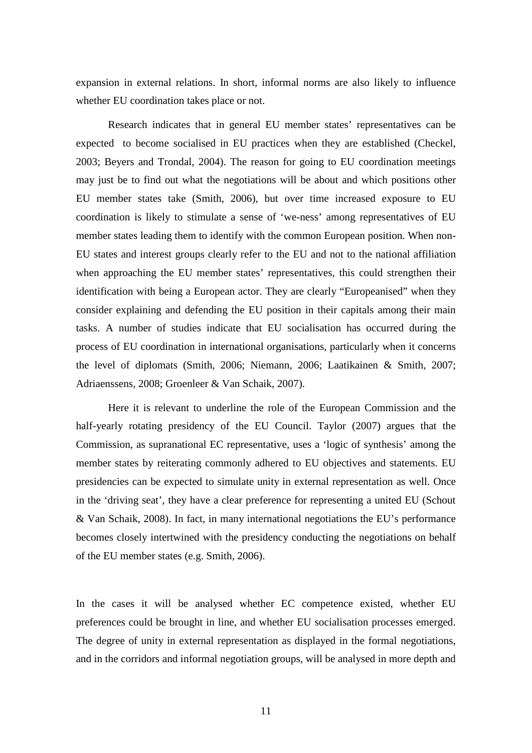expansion in external relations. In short, informal norms are also likely to influence whether EU coordination takes place or not.

Research indicates that in general EU member states' representatives can be expected to become socialised in EU practices when they are established (Checkel, 2003; Beyers and Trondal, 2004). The reason for going to EU coordination meetings may just be to find out what the negotiations will be about and which positions other EU member states take (Smith, 2006), but over time increased exposure to EU coordination is likely to stimulate a sense of 'we-ness' among representatives of EU member states leading them to identify with the common European position. When non-EU states and interest groups clearly refer to the EU and not to the national affiliation when approaching the EU member states' representatives, this could strengthen their identification with being a European actor. They are clearly "Europeanised" when they consider explaining and defending the EU position in their capitals among their main tasks. A number of studies indicate that EU socialisation has occurred during the process of EU coordination in international organisations, particularly when it concerns the level of diplomats (Smith, 2006; Niemann, 2006; Laatikainen & Smith, 2007; Adriaenssens, 2008; Groenleer & Van Schaik, 2007).

Here it is relevant to underline the role of the European Commission and the half-yearly rotating presidency of the EU Council. Taylor (2007) argues that the Commission, as supranational EC representative, uses a 'logic of synthesis' among the member states by reiterating commonly adhered to EU objectives and statements. EU presidencies can be expected to simulate unity in external representation as well. Once in the 'driving seat', they have a clear preference for representing a united EU (Schout & Van Schaik, 2008). In fact, in many international negotiations the EU's performance becomes closely intertwined with the presidency conducting the negotiations on behalf of the EU member states (e.g. Smith, 2006).

In the cases it will be analysed whether EC competence existed, whether EU preferences could be brought in line, and whether EU socialisation processes emerged. The degree of unity in external representation as displayed in the formal negotiations, and in the corridors and informal negotiation groups, will be analysed in more depth and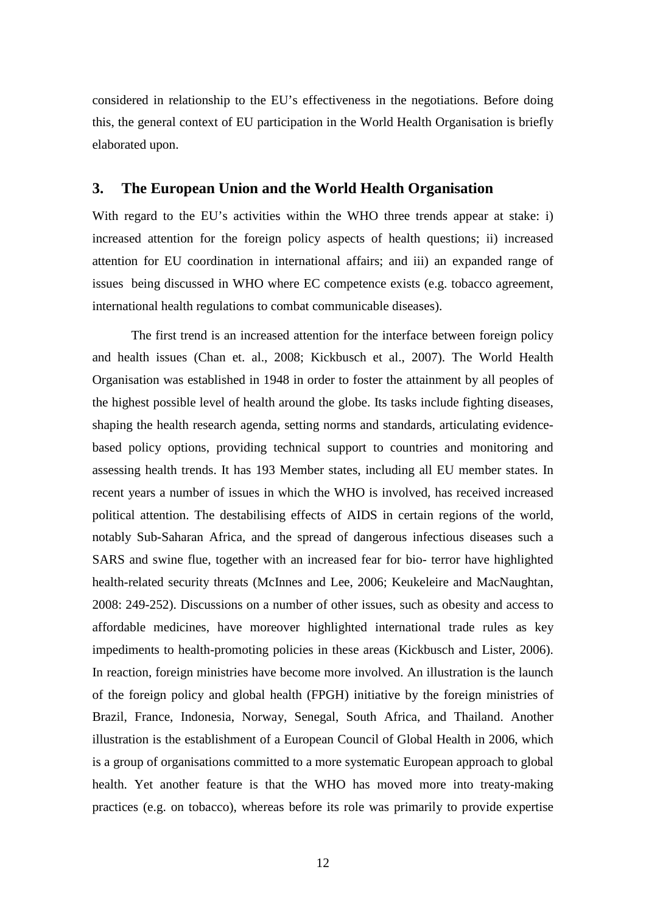considered in relationship to the EU's effectiveness in the negotiations. Before doing this, the general context of EU participation in the World Health Organisation is briefly elaborated upon.

## 3. The European Union and the World Health Organisation

With regard to the EU's activities within the WHO three trends appear at stake: i) increased attention for the foreign policy aspects of health questions; ii) increased attention for EU coordination in international affairs; and iii) an expanded range of issues being discussed in WHO where EC competence exists (e.g. tobacco agreement, international health regulations to combat communicable diseases).

The first trend is an increased attention for the interface between foreign policy and health issues (Chan et. al., 2008; Kickbusch et al., 2007). The World Health Organisation was established in 1948 in order to foster the attainment by all peoples of the highest possible level of health around the globe. Its tasks include fighting diseases, shaping the health research agenda, setting norms and standards, articulating evidence-based policy options, providing technical support to countries and monitoring and assessing health trends. It has 193 Member states, including all EU member states. In recent years a number of issues in which the WHO is involved, has received increased political attention. The destabilising effects of AIDS in certain regions of the world, notably Sub-Saharan Africa, and the spread of dangerous infectious diseases such a SARS and swine flue, together with an increased fear for bio- terror have highlighted health-related security threats (McInnes and Lee, 2006; Keukeleire and MacNaughtan, 2008: 249-252). Discussions on a number of other issues, such as obesity and access to affordable medicines, have moreover highlighted international trade rules as key impediments to health-promoting policies in these areas (Kickbusch and Lister, 2006). In reaction, foreign ministries have become more involved. An illustration is the launch of the foreign policy and global health (FPGH) initiative by the foreign ministries of Brazil, France, Indonesia, Norway, Senegal, South Africa, and Thailand. Another illustration is the establishment of a European Council of Global Health in 2006, which is a group of organisations committed to a more systematic European approach to global health. Yet another feature is that the WHO has moved more into treaty-making practices (e.g. on tobacco), whereas before its role was primarily to provide expertise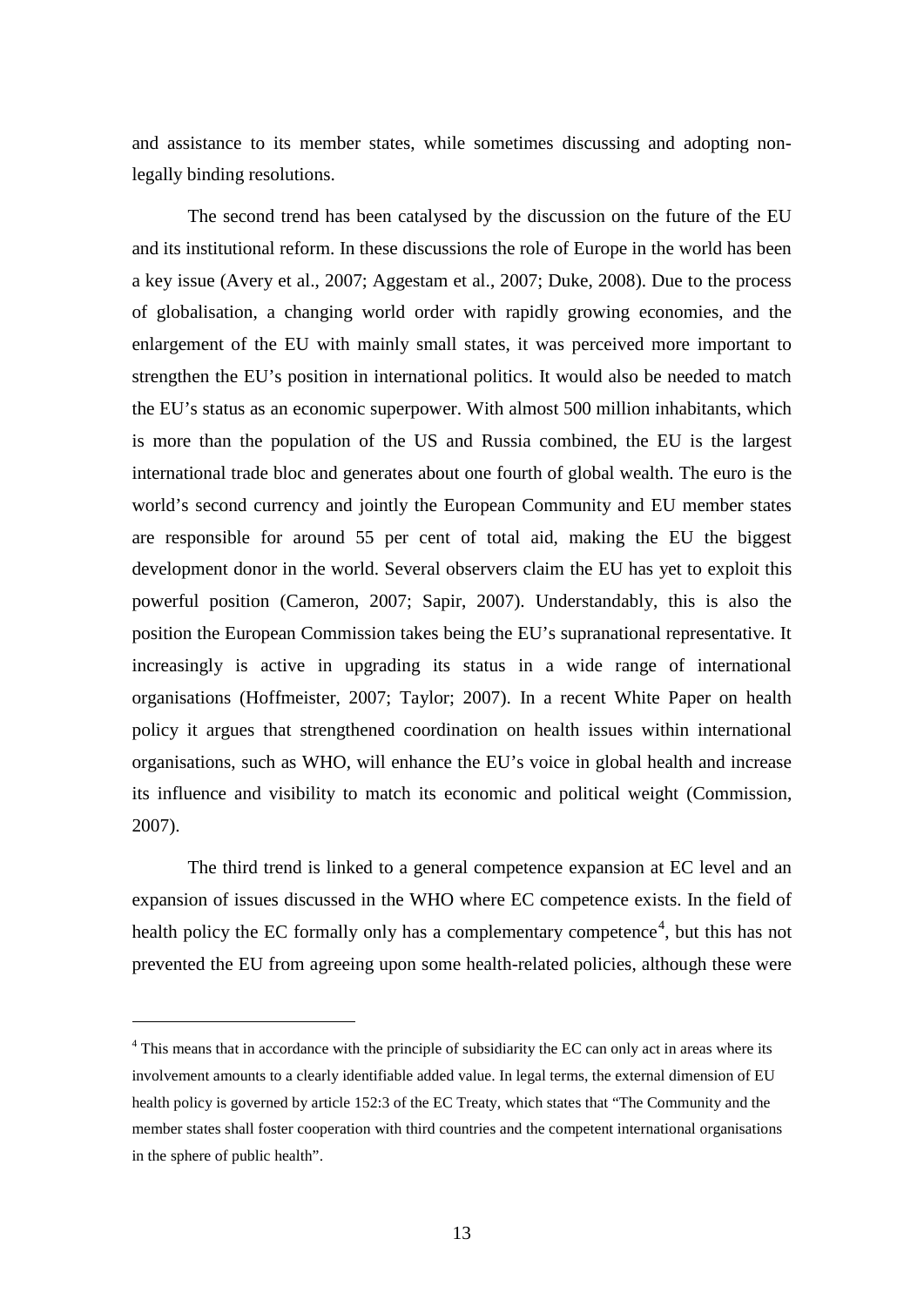and assistance to its member states, while sometimes discussing and adopting non-legally binding resolutions.

The second trend has been catalysed by the discussion on the future of the EU and its institutional reform. In these discussions the role of Europe in the world has been a key issue (Avery et al., 2007; Aggestam et al., 2007; Duke, 2008). Due to the process of globalisation, a changing world order with rapidly growing economies, and the enlargement of the EU with mainly small states, it was perceived more important to strengthen the EU's position in international politics. It would also be needed to match the EU's status as an economic superpower. With almost 500 million inhabitants, which is more than the population of the US and Russia combined, the EU is the largest international trade bloc and generates about one fourth of global wealth. The euro is the world's second currency and jointly the European Community and EU member states are responsible for around 55 per cent of total aid, making the EU the biggest development donor in the world. Several observers claim the EU has yet to exploit this powerful position (Cameron, 2007; Sapir, 2007). Understandably, this is also the position the European Commission takes being the EU's supranational representative. It increasingly is active in upgrading its status in a wide range of international organisations (Hoffmeister, 2007; Taylor; 2007). In a recent White Paper on health policy it argues that strengthened coordination on health issues within international organisations, such as WHO, will enhance the EU's voice in global health and increase its influence and visibility to match its economic and political weight (Commission, 2007).

The third trend is linked to a general competence expansion at EC level and an expansion of issues discussed in the WHO where EC competence exists. In the field of health policy the EC formally only has a complementary competence[4], but this has not prevented the EU from agreeing upon some health-related policies, although these were

[4] This means that in accordance with the principle of subsidiarity the EC can only act in areas where its involvement amounts to a clearly identifiable added value. In legal terms, the external dimension of EU health policy is governed by article 152:3 of the EC Treaty, which states that "The Community and the member states shall foster cooperation with third countries and the competent international organisations in the sphere of public health".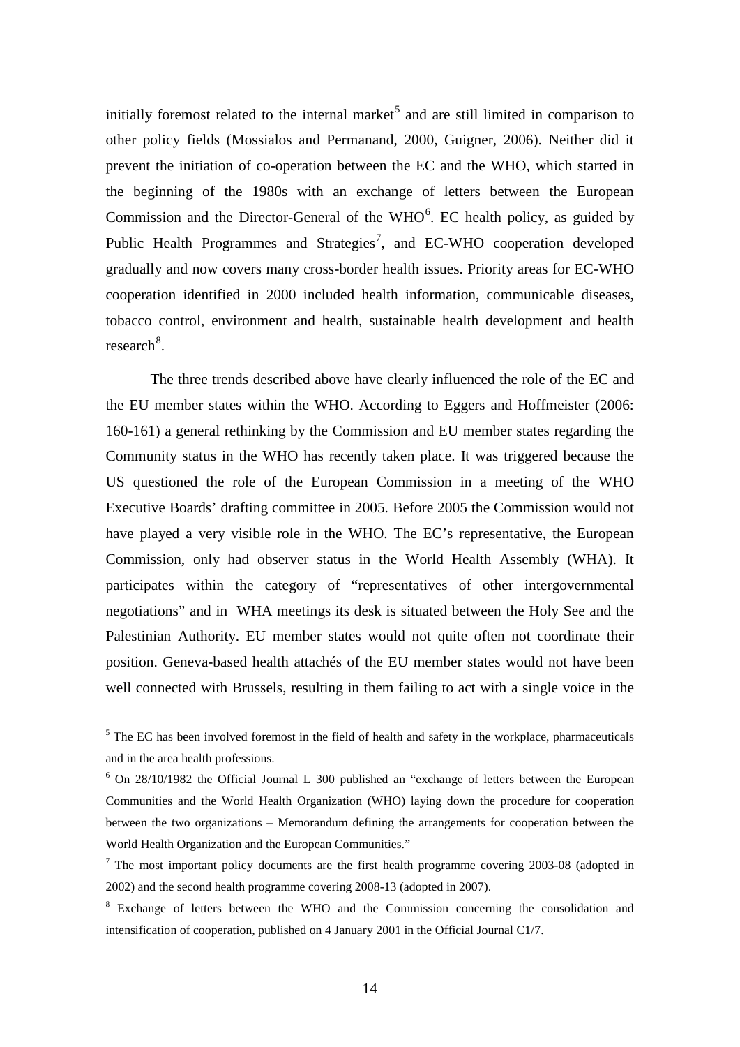initially foremost related to the internal market[5] and are still limited in comparison to other policy fields (Mossialos and Permanand, 2000, Guigner, 2006). Neither did it prevent the initiation of co-operation between the EC and the WHO, which started in the beginning of the 1980s with an exchange of letters between the European Commission and the Director-General of the WHO[6]. EC health policy, as guided by Public Health Programmes and Strategies[7], and EC-WHO cooperation developed gradually and now covers many cross-border health issues. Priority areas for EC-WHO cooperation identified in 2000 included health information, communicable diseases, tobacco control, environment and health, sustainable health development and health research[8].

The three trends described above have clearly influenced the role of the EC and the EU member states within the WHO. According to Eggers and Hoffmeister (2006: 160-161) a general rethinking by the Commission and EU member states regarding the Community status in the WHO has recently taken place. It was triggered because the US questioned the role of the European Commission in a meeting of the WHO Executive Boards' drafting committee in 2005. Before 2005 the Commission would not have played a very visible role in the WHO. The EC's representative, the European Commission, only had observer status in the World Health Assembly (WHA). It participates within the category of "representatives of other intergovernmental negotiations" and in WHA meetings its desk is situated between the Holy See and the Palestinian Authority. EU member states would not quite often not coordinate their position. Geneva-based health attachés of the EU member states would not have been well connected with Brussels, resulting in them failing to act with a single voice in the

---

[5] The EC has been involved foremost in the field of health and safety in the workplace, pharmaceuticals and in the area health professions.

[6] On 28/10/1982 the Official Journal L 300 published an "exchange of letters between the European Communities and the World Health Organization (WHO) laying down the procedure for cooperation between the two organizations – Memorandum defining the arrangements for cooperation between the World Health Organization and the European Communities."

[7] The most important policy documents are the first health programme covering 2003-08 (adopted in 2002) and the second health programme covering 2008-13 (adopted in 2007).

[8] Exchange of letters between the WHO and the Commission concerning the consolidation and intensification of cooperation, published on 4 January 2001 in the Official Journal C1/7.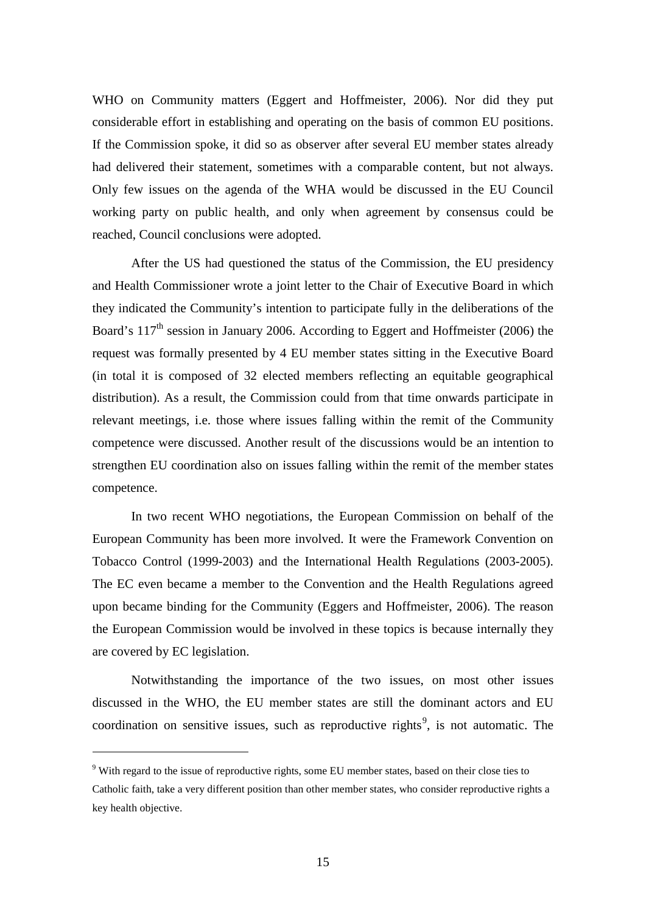WHO on Community matters (Eggert and Hoffmeister, 2006). Nor did they put considerable effort in establishing and operating on the basis of common EU positions. If the Commission spoke, it did so as observer after several EU member states already had delivered their statement, sometimes with a comparable content, but not always. Only few issues on the agenda of the WHA would be discussed in the EU Council working party on public health, and only when agreement by consensus could be reached, Council conclusions were adopted.

After the US had questioned the status of the Commission, the EU presidency and Health Commissioner wrote a joint letter to the Chair of Executive Board in which they indicated the Community's intention to participate fully in the deliberations of the Board's 117$^{th}$ session in January 2006. According to Eggert and Hoffmeister (2006) the request was formally presented by 4 EU member states sitting in the Executive Board (in total it is composed of 32 elected members reflecting an equitable geographical distribution). As a result, the Commission could from that time onwards participate in relevant meetings, i.e. those where issues falling within the remit of the Community competence were discussed. Another result of the discussions would be an intention to strengthen EU coordination also on issues falling within the remit of the member states competence.

In two recent WHO negotiations, the European Commission on behalf of the European Community has been more involved. It were the Framework Convention on Tobacco Control (1999-2003) and the International Health Regulations (2003-2005). The EC even became a member to the Convention and the Health Regulations agreed upon became binding for the Community (Eggers and Hoffmeister, 2006). The reason the European Commission would be involved in these topics is because internally they are covered by EC legislation.

Notwithstanding the importance of the two issues, on most other issues discussed in the WHO, the EU member states are still the dominant actors and EU coordination on sensitive issues, such as reproductive rights[9], is not automatic. The

[9] With regard to the issue of reproductive rights, some EU member states, based on their close ties to Catholic faith, take a very different position than other member states, who consider reproductive rights a key health objective.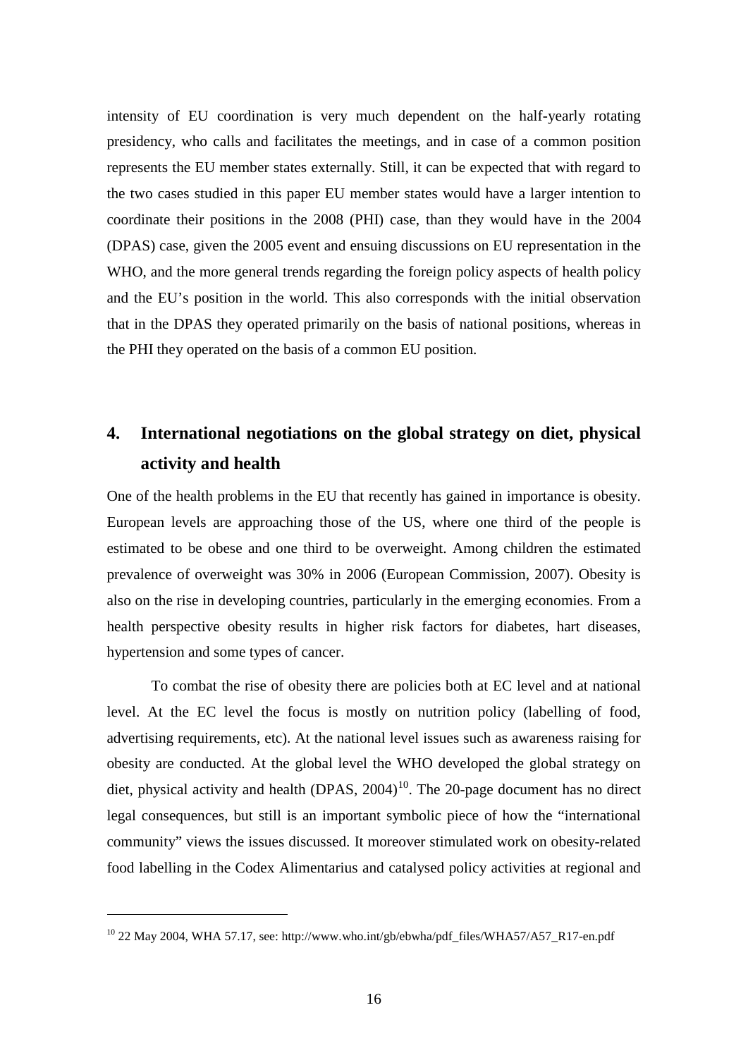intensity of EU coordination is very much dependent on the half-yearly rotating presidency, who calls and facilitates the meetings, and in case of a common position represents the EU member states externally. Still, it can be expected that with regard to the two cases studied in this paper EU member states would have a larger intention to coordinate their positions in the 2008 (PHI) case, than they would have in the 2004 (DPAS) case, given the 2005 event and ensuing discussions on EU representation in the WHO, and the more general trends regarding the foreign policy aspects of health policy and the EU's position in the world. This also corresponds with the initial observation that in the DPAS they operated primarily on the basis of national positions, whereas in the PHI they operated on the basis of a common EU position.

## 4. International negotiations on the global strategy on diet, physical activity and health

One of the health problems in the EU that recently has gained in importance is obesity. European levels are approaching those of the US, where one third of the people is estimated to be obese and one third to be overweight. Among children the estimated prevalence of overweight was 30% in 2006 (European Commission, 2007). Obesity is also on the rise in developing countries, particularly in the emerging economies. From a health perspective obesity results in higher risk factors for diabetes, hart diseases, hypertension and some types of cancer.

To combat the rise of obesity there are policies both at EC level and at national level. At the EC level the focus is mostly on nutrition policy (labelling of food, advertising requirements, etc). At the national level issues such as awareness raising for obesity are conducted. At the global level the WHO developed the global strategy on diet, physical activity and health (DPAS, 2004)[10]. The 20-page document has no direct legal consequences, but still is an important symbolic piece of how the "international community" views the issues discussed. It moreover stimulated work on obesity-related food labelling in the Codex Alimentarius and catalysed policy activities at regional and

---

[10] 22 May 2004, WHA 57.17, see: http://www.who.int/gb/ebwha/pdf_files/WHA57/A57_R17-en.pdf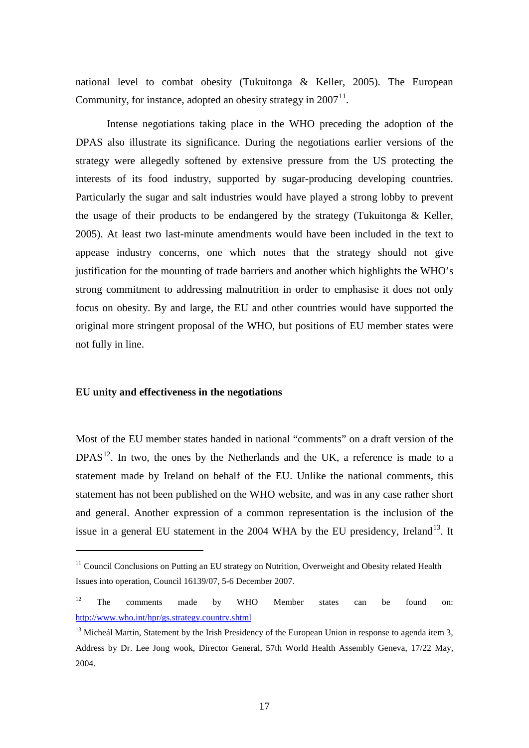national level to combat obesity (Tukuitonga & Keller, 2005). The European Community, for instance, adopted an obesity strategy in 2007[11].

Intense negotiations taking place in the WHO preceding the adoption of the DPAS also illustrate its significance. During the negotiations earlier versions of the strategy were allegedly softened by extensive pressure from the US protecting the interests of its food industry, supported by sugar-producing developing countries. Particularly the sugar and salt industries would have played a strong lobby to prevent the usage of their products to be endangered by the strategy (Tukuitonga & Keller, 2005). At least two last-minute amendments would have been included in the text to appease industry concerns, one which notes that the strategy should not give justification for the mounting of trade barriers and another which highlights the WHO's strong commitment to addressing malnutrition in order to emphasise it does not only focus on obesity. By and large, the EU and other countries would have supported the original more stringent proposal of the WHO, but positions of EU member states were not fully in line.

**EU unity and effectiveness in the negotiations**

Most of the EU member states handed in national "comments" on a draft version of the DPAS[12]. In two, the ones by the Netherlands and the UK, a reference is made to a statement made by Ireland on behalf of the EU. Unlike the national comments, this statement has not been published on the WHO website, and was in any case rather short and general. Another expression of a common representation is the inclusion of the issue in a general EU statement in the 2004 WHA by the EU presidency, Ireland[13]. It

[11] Council Conclusions on Putting an EU strategy on Nutrition, Overweight and Obesity related Health Issues into operation, Council 16139/07, 5-6 December 2007.

[12] The comments made by WHO Member states can be found on: http://www.who.int/hpr/gs.strategy.country.shtml

[13] Micheál Martin, Statement by the Irish Presidency of the European Union in response to agenda item 3, Address by Dr. Lee Jong wook, Director General, 57th World Health Assembly Geneva, 17/22 May, 2004.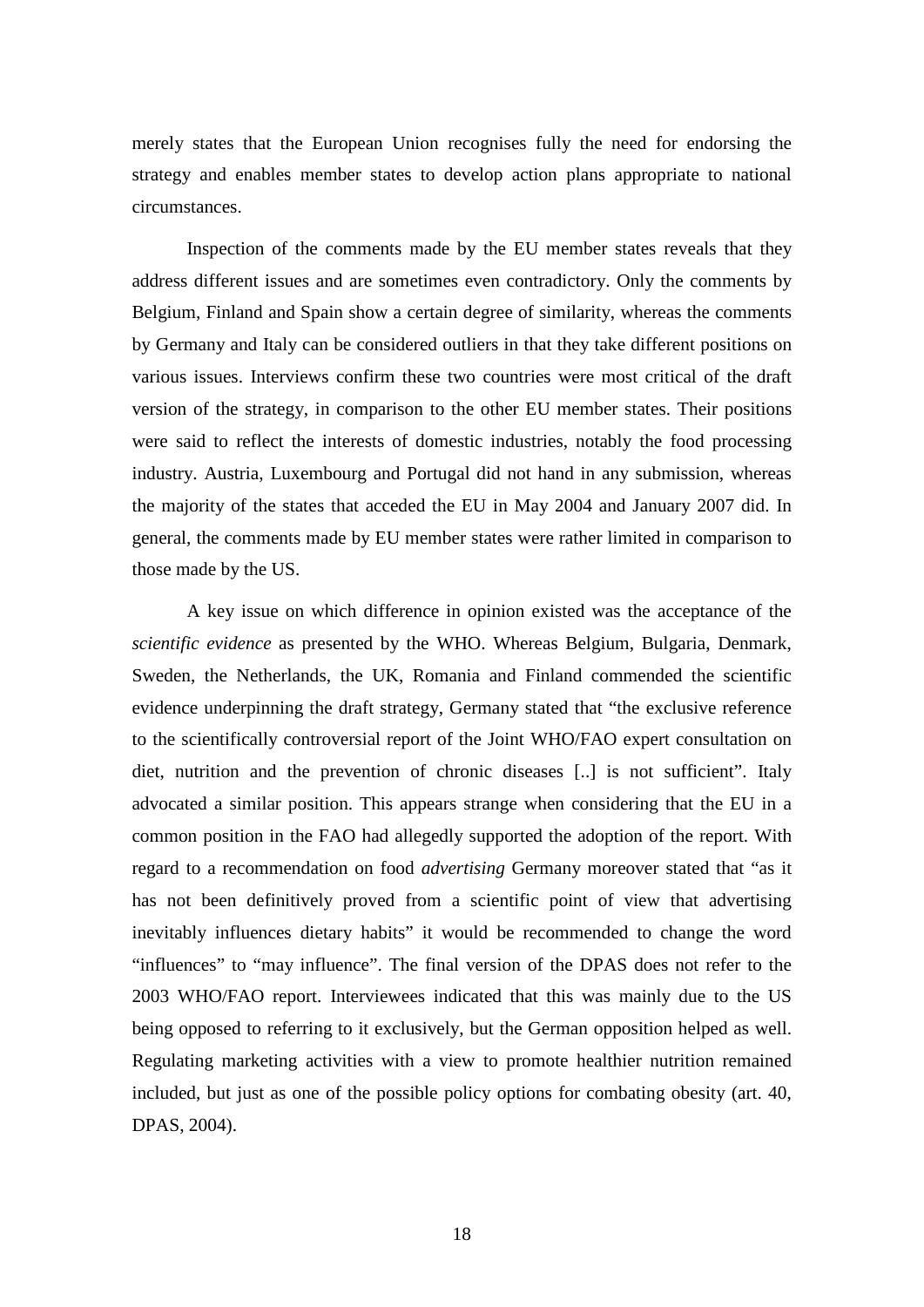merely states that the European Union recognises fully the need for endorsing the strategy and enables member states to develop action plans appropriate to national circumstances.

Inspection of the comments made by the EU member states reveals that they address different issues and are sometimes even contradictory. Only the comments by Belgium, Finland and Spain show a certain degree of similarity, whereas the comments by Germany and Italy can be considered outliers in that they take different positions on various issues. Interviews confirm these two countries were most critical of the draft version of the strategy, in comparison to the other EU member states. Their positions were said to reflect the interests of domestic industries, notably the food processing industry. Austria, Luxembourg and Portugal did not hand in any submission, whereas the majority of the states that acceded the EU in May 2004 and January 2007 did. In general, the comments made by EU member states were rather limited in comparison to those made by the US.

A key issue on which difference in opinion existed was the acceptance of the *scientific evidence* as presented by the WHO. Whereas Belgium, Bulgaria, Denmark, Sweden, the Netherlands, the UK, Romania and Finland commended the scientific evidence underpinning the draft strategy, Germany stated that "the exclusive reference to the scientifically controversial report of the Joint WHO/FAO expert consultation on diet, nutrition and the prevention of chronic diseases [..] is not sufficient". Italy advocated a similar position. This appears strange when considering that the EU in a common position in the FAO had allegedly supported the adoption of the report. With regard to a recommendation on food *advertising* Germany moreover stated that "as it has not been definitively proved from a scientific point of view that advertising inevitably influences dietary habits" it would be recommended to change the word "influences" to "may influence". The final version of the DPAS does not refer to the 2003 WHO/FAO report. Interviewees indicated that this was mainly due to the US being opposed to referring to it exclusively, but the German opposition helped as well. Regulating marketing activities with a view to promote healthier nutrition remained included, but just as one of the possible policy options for combating obesity (art. 40, DPAS, 2004).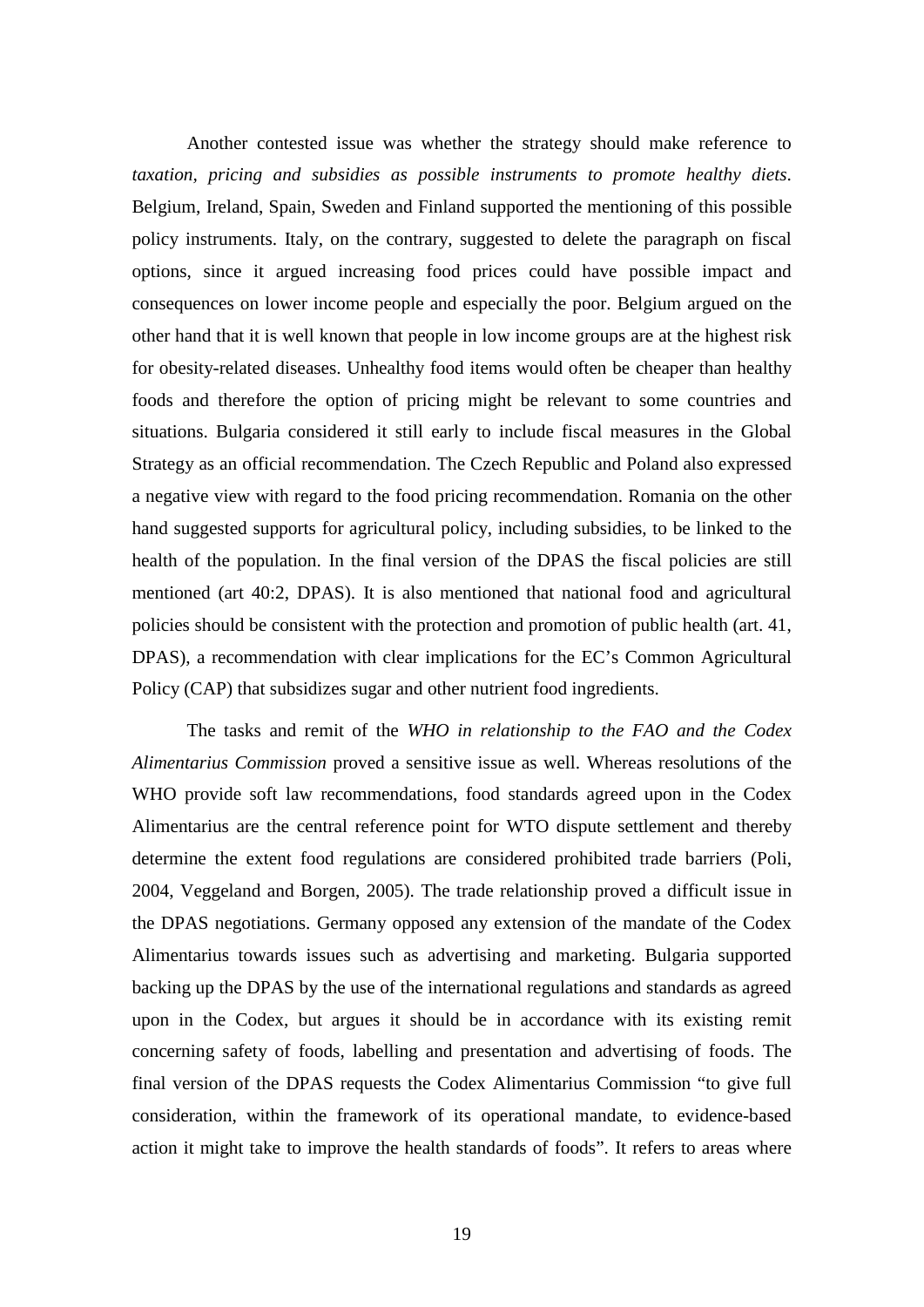Another contested issue was whether the strategy should make reference to *taxation, pricing and subsidies as possible instruments to promote healthy diets*. Belgium, Ireland, Spain, Sweden and Finland supported the mentioning of this possible policy instruments. Italy, on the contrary, suggested to delete the paragraph on fiscal options, since it argued increasing food prices could have possible impact and consequences on lower income people and especially the poor. Belgium argued on the other hand that it is well known that people in low income groups are at the highest risk for obesity-related diseases. Unhealthy food items would often be cheaper than healthy foods and therefore the option of pricing might be relevant to some countries and situations. Bulgaria considered it still early to include fiscal measures in the Global Strategy as an official recommendation. The Czech Republic and Poland also expressed a negative view with regard to the food pricing recommendation. Romania on the other hand suggested supports for agricultural policy, including subsidies, to be linked to the health of the population. In the final version of the DPAS the fiscal policies are still mentioned (art 40:2, DPAS). It is also mentioned that national food and agricultural policies should be consistent with the protection and promotion of public health (art. 41, DPAS), a recommendation with clear implications for the EC's Common Agricultural Policy (CAP) that subsidizes sugar and other nutrient food ingredients.

The tasks and remit of the *WHO in relationship to the FAO and the Codex Alimentarius Commission* proved a sensitive issue as well. Whereas resolutions of the WHO provide soft law recommendations, food standards agreed upon in the Codex Alimentarius are the central reference point for WTO dispute settlement and thereby determine the extent food regulations are considered prohibited trade barriers (Poli, 2004, Veggeland and Borgen, 2005). The trade relationship proved a difficult issue in the DPAS negotiations. Germany opposed any extension of the mandate of the Codex Alimentarius towards issues such as advertising and marketing. Bulgaria supported backing up the DPAS by the use of the international regulations and standards as agreed upon in the Codex, but argues it should be in accordance with its existing remit concerning safety of foods, labelling and presentation and advertising of foods. The final version of the DPAS requests the Codex Alimentarius Commission "to give full consideration, within the framework of its operational mandate, to evidence-based action it might take to improve the health standards of foods". It refers to areas where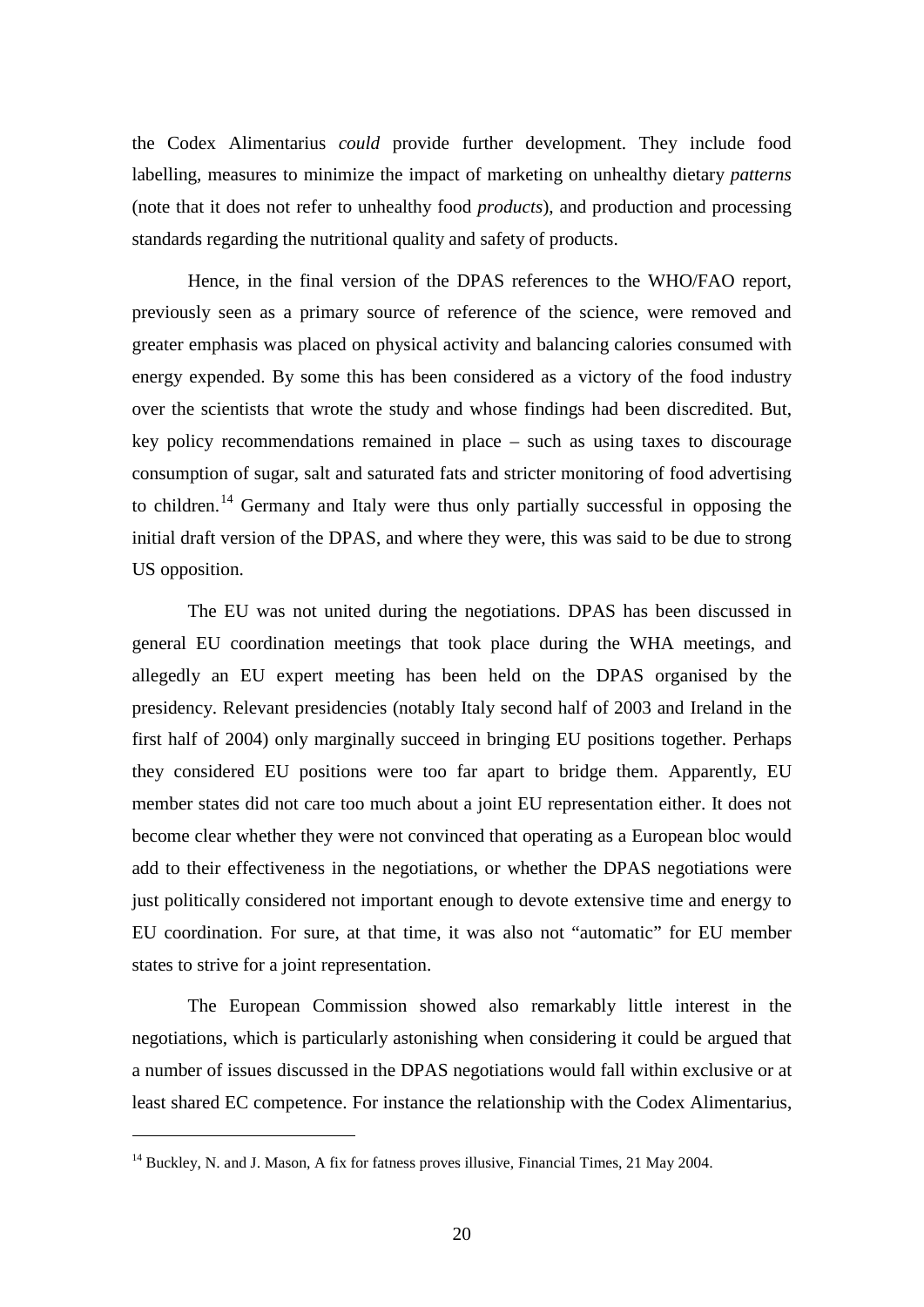the Codex Alimentarius *could* provide further development. They include food labelling, measures to minimize the impact of marketing on unhealthy dietary *patterns* (note that it does not refer to unhealthy food *products*), and production and processing standards regarding the nutritional quality and safety of products.

Hence, in the final version of the DPAS references to the WHO/FAO report, previously seen as a primary source of reference of the science, were removed and greater emphasis was placed on physical activity and balancing calories consumed with energy expended. By some this has been considered as a victory of the food industry over the scientists that wrote the study and whose findings had been discredited. But, key policy recommendations remained in place – such as using taxes to discourage consumption of sugar, salt and saturated fats and stricter monitoring of food advertising to children.[14] Germany and Italy were thus only partially successful in opposing the initial draft version of the DPAS, and where they were, this was said to be due to strong US opposition.

The EU was not united during the negotiations. DPAS has been discussed in general EU coordination meetings that took place during the WHA meetings, and allegedly an EU expert meeting has been held on the DPAS organised by the presidency. Relevant presidencies (notably Italy second half of 2003 and Ireland in the first half of 2004) only marginally succeed in bringing EU positions together. Perhaps they considered EU positions were too far apart to bridge them. Apparently, EU member states did not care too much about a joint EU representation either. It does not become clear whether they were not convinced that operating as a European bloc would add to their effectiveness in the negotiations, or whether the DPAS negotiations were just politically considered not important enough to devote extensive time and energy to EU coordination. For sure, at that time, it was also not "automatic" for EU member states to strive for a joint representation.

The European Commission showed also remarkably little interest in the negotiations, which is particularly astonishing when considering it could be argued that a number of issues discussed in the DPAS negotiations would fall within exclusive or at least shared EC competence. For instance the relationship with the Codex Alimentarius,

[14] Buckley, N. and J. Mason, A fix for fatness proves illusive, Financial Times, 21 May 2004.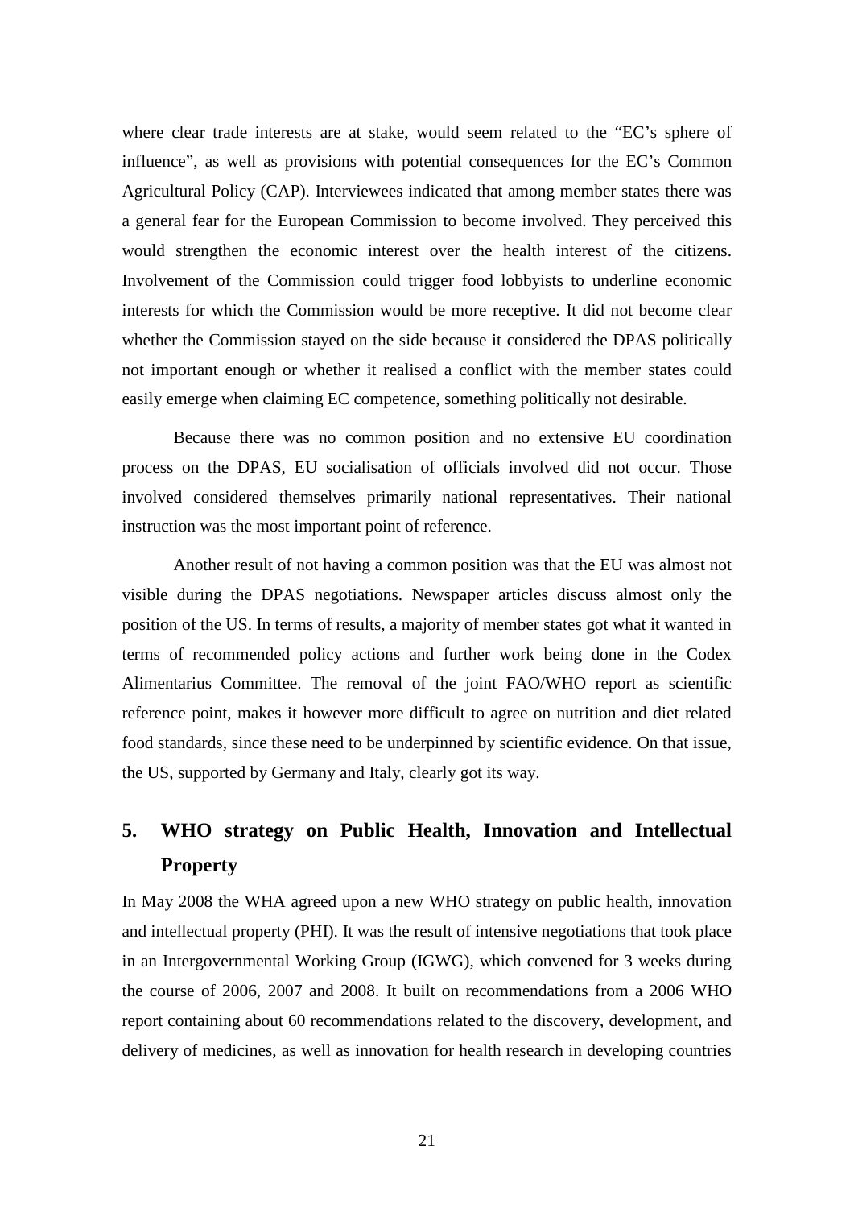where clear trade interests are at stake, would seem related to the "EC's sphere of influence", as well as provisions with potential consequences for the EC's Common Agricultural Policy (CAP). Interviewees indicated that among member states there was a general fear for the European Commission to become involved. They perceived this would strengthen the economic interest over the health interest of the citizens. Involvement of the Commission could trigger food lobbyists to underline economic interests for which the Commission would be more receptive. It did not become clear whether the Commission stayed on the side because it considered the DPAS politically not important enough or whether it realised a conflict with the member states could easily emerge when claiming EC competence, something politically not desirable.

Because there was no common position and no extensive EU coordination process on the DPAS, EU socialisation of officials involved did not occur. Those involved considered themselves primarily national representatives. Their national instruction was the most important point of reference.

Another result of not having a common position was that the EU was almost not visible during the DPAS negotiations. Newspaper articles discuss almost only the position of the US. In terms of results, a majority of member states got what it wanted in terms of recommended policy actions and further work being done in the Codex Alimentarius Committee. The removal of the joint FAO/WHO report as scientific reference point, makes it however more difficult to agree on nutrition and diet related food standards, since these need to be underpinned by scientific evidence. On that issue, the US, supported by Germany and Italy, clearly got its way.

## 5. WHO strategy on Public Health, Innovation and Intellectual Property

In May 2008 the WHA agreed upon a new WHO strategy on public health, innovation and intellectual property (PHI). It was the result of intensive negotiations that took place in an Intergovernmental Working Group (IGWG), which convened for 3 weeks during the course of 2006, 2007 and 2008. It built on recommendations from a 2006 WHO report containing about 60 recommendations related to the discovery, development, and delivery of medicines, as well as innovation for health research in developing countries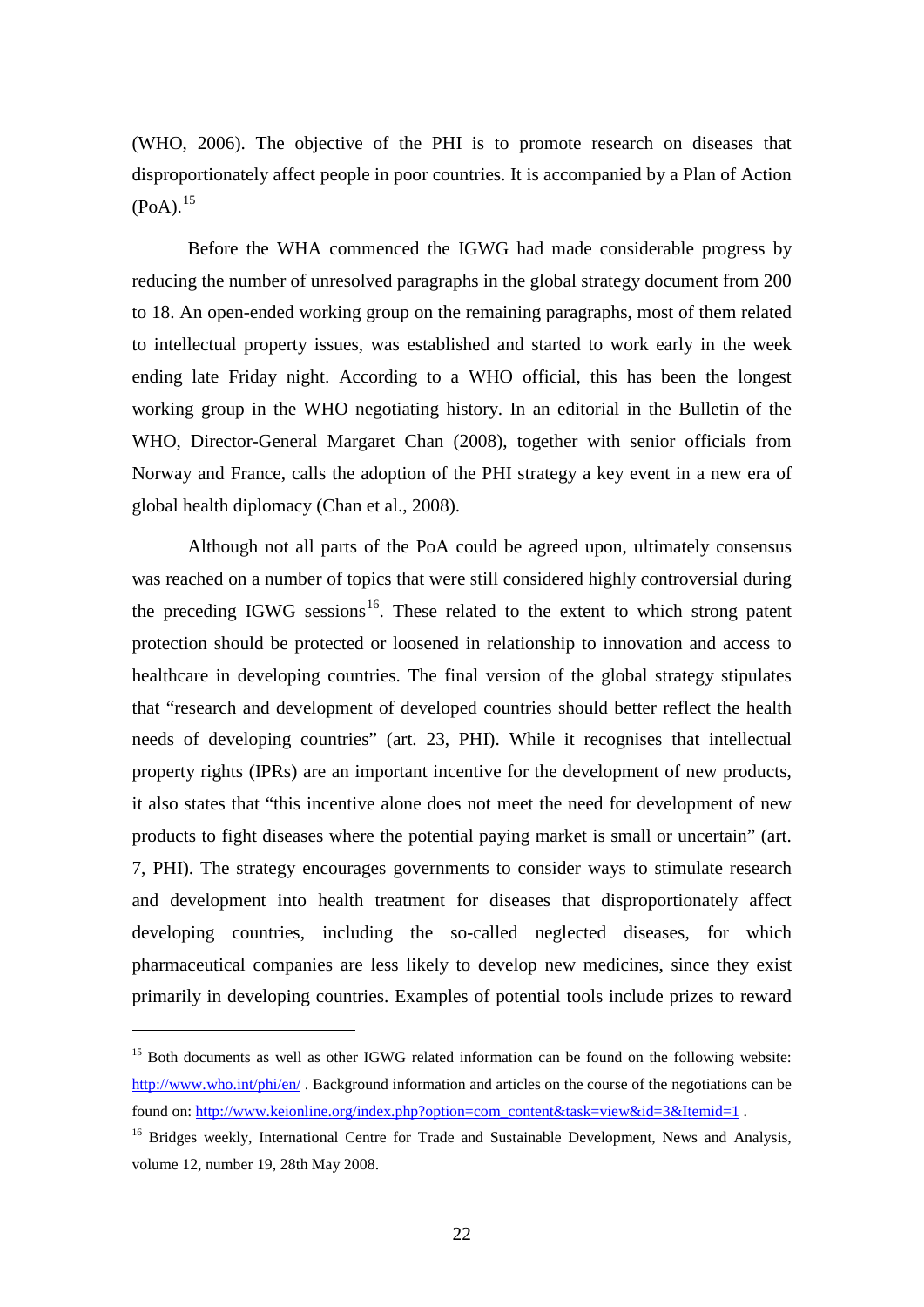(WHO, 2006). The objective of the PHI is to promote research on diseases that disproportionately affect people in poor countries. It is accompanied by a Plan of Action (PoA).[15]

Before the WHA commenced the IGWG had made considerable progress by reducing the number of unresolved paragraphs in the global strategy document from 200 to 18. An open-ended working group on the remaining paragraphs, most of them related to intellectual property issues, was established and started to work early in the week ending late Friday night. According to a WHO official, this has been the longest working group in the WHO negotiating history. In an editorial in the Bulletin of the WHO, Director-General Margaret Chan (2008), together with senior officials from Norway and France, calls the adoption of the PHI strategy a key event in a new era of global health diplomacy (Chan et al., 2008).

Although not all parts of the PoA could be agreed upon, ultimately consensus was reached on a number of topics that were still considered highly controversial during the preceding IGWG sessions[16]. These related to the extent to which strong patent protection should be protected or loosened in relationship to innovation and access to healthcare in developing countries. The final version of the global strategy stipulates that "research and development of developed countries should better reflect the health needs of developing countries" (art. 23, PHI). While it recognises that intellectual property rights (IPRs) are an important incentive for the development of new products, it also states that "this incentive alone does not meet the need for development of new products to fight diseases where the potential paying market is small or uncertain" (art. 7, PHI). The strategy encourages governments to consider ways to stimulate research and development into health treatment for diseases that disproportionately affect developing countries, including the so-called neglected diseases, for which pharmaceutical companies are less likely to develop new medicines, since they exist primarily in developing countries. Examples of potential tools include prizes to reward

---

[15] Both documents as well as other IGWG related information can be found on the following website: http://www.who.int/phi/en/ . Background information and articles on the course of the negotiations can be found on: http://www.keionline.org/index.php?option=com_content&task=view&id=3&Itemid=1 .

[16] Bridges weekly, International Centre for Trade and Sustainable Development, News and Analysis, volume 12, number 19, 28th May 2008.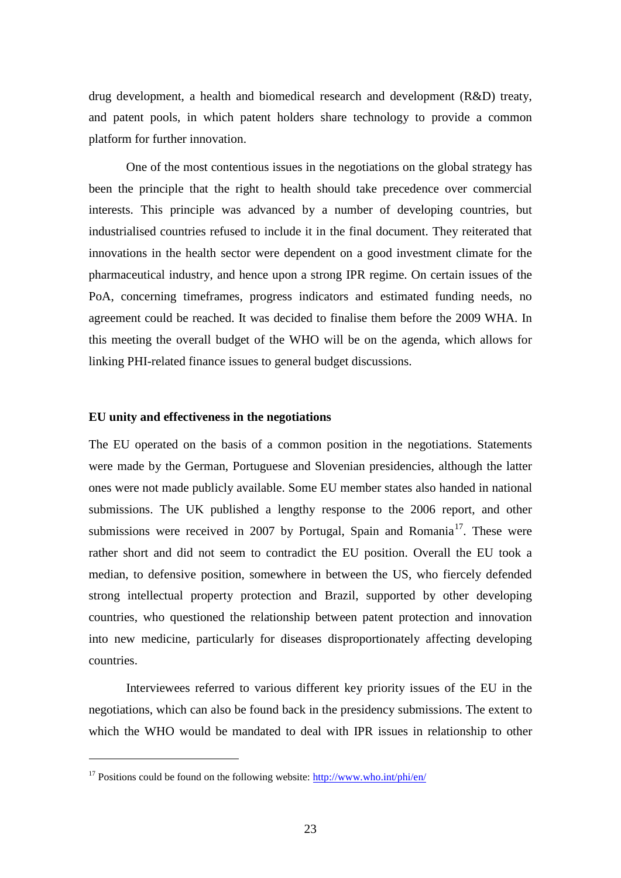drug development, a health and biomedical research and development (R&D) treaty, and patent pools, in which patent holders share technology to provide a common platform for further innovation.

One of the most contentious issues in the negotiations on the global strategy has been the principle that the right to health should take precedence over commercial interests. This principle was advanced by a number of developing countries, but industrialised countries refused to include it in the final document. They reiterated that innovations in the health sector were dependent on a good investment climate for the pharmaceutical industry, and hence upon a strong IPR regime. On certain issues of the PoA, concerning timeframes, progress indicators and estimated funding needs, no agreement could be reached. It was decided to finalise them before the 2009 WHA. In this meeting the overall budget of the WHO will be on the agenda, which allows for linking PHI-related finance issues to general budget discussions.

**EU unity and effectiveness in the negotiations**

The EU operated on the basis of a common position in the negotiations. Statements were made by the German, Portuguese and Slovenian presidencies, although the latter ones were not made publicly available. Some EU member states also handed in national submissions. The UK published a lengthy response to the 2006 report, and other submissions were received in 2007 by Portugal, Spain and Romania[17]. These were rather short and did not seem to contradict the EU position. Overall the EU took a median, to defensive position, somewhere in between the US, who fiercely defended strong intellectual property protection and Brazil, supported by other developing countries, who questioned the relationship between patent protection and innovation into new medicine, particularly for diseases disproportionately affecting developing countries.

Interviewees referred to various different key priority issues of the EU in the negotiations, which can also be found back in the presidency submissions. The extent to which the WHO would be mandated to deal with IPR issues in relationship to other

---

[17] Positions could be found on the following website: http://www.who.int/phi/en/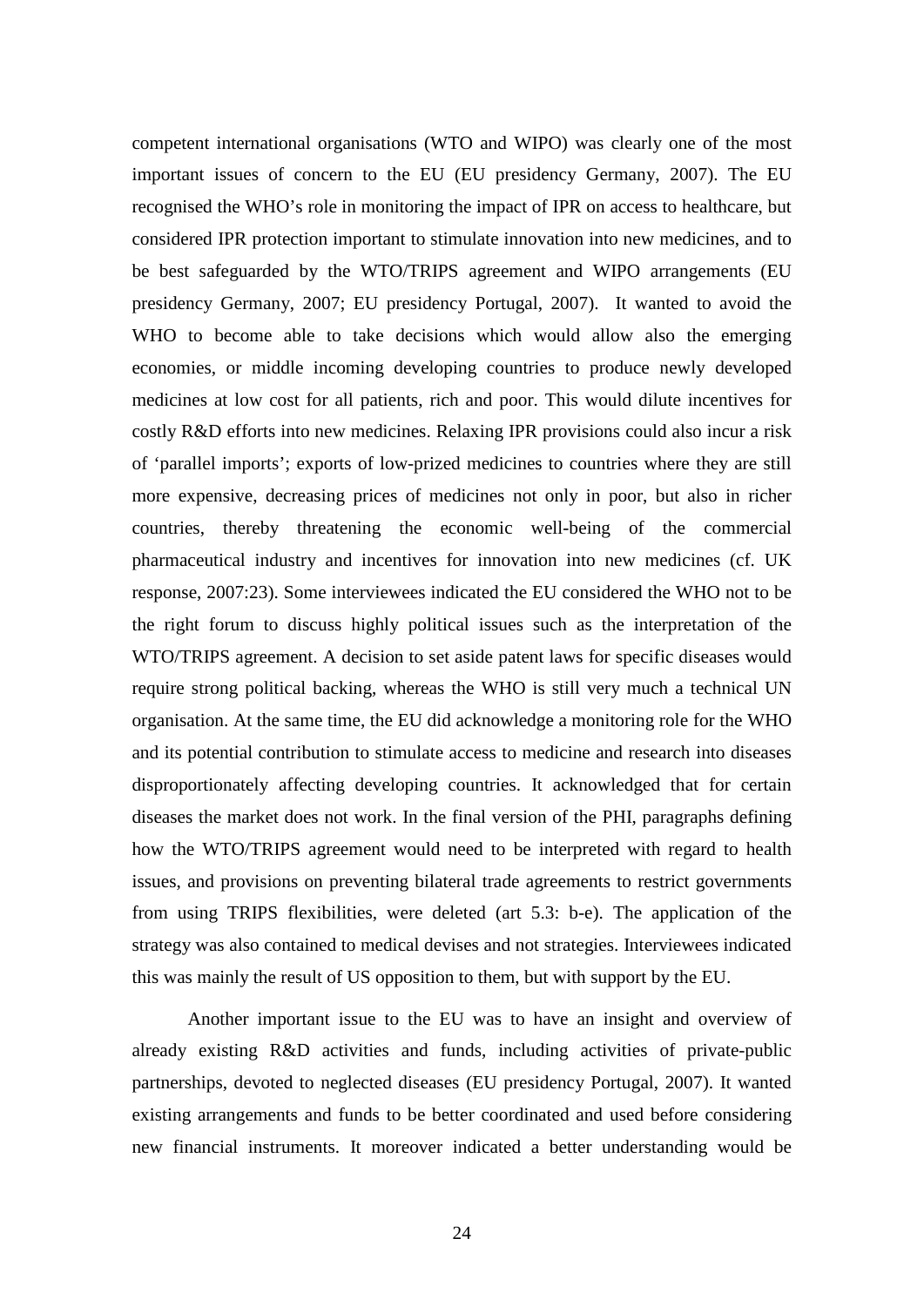competent international organisations (WTO and WIPO) was clearly one of the most important issues of concern to the EU (EU presidency Germany, 2007). The EU recognised the WHO's role in monitoring the impact of IPR on access to healthcare, but considered IPR protection important to stimulate innovation into new medicines, and to be best safeguarded by the WTO/TRIPS agreement and WIPO arrangements (EU presidency Germany, 2007; EU presidency Portugal, 2007). It wanted to avoid the WHO to become able to take decisions which would allow also the emerging economies, or middle incoming developing countries to produce newly developed medicines at low cost for all patients, rich and poor. This would dilute incentives for costly R&D efforts into new medicines. Relaxing IPR provisions could also incur a risk of 'parallel imports'; exports of low-prized medicines to countries where they are still more expensive, decreasing prices of medicines not only in poor, but also in richer countries, thereby threatening the economic well-being of the commercial pharmaceutical industry and incentives for innovation into new medicines (cf. UK response, 2007:23). Some interviewees indicated the EU considered the WHO not to be the right forum to discuss highly political issues such as the interpretation of the WTO/TRIPS agreement. A decision to set aside patent laws for specific diseases would require strong political backing, whereas the WHO is still very much a technical UN organisation. At the same time, the EU did acknowledge a monitoring role for the WHO and its potential contribution to stimulate access to medicine and research into diseases disproportionately affecting developing countries. It acknowledged that for certain diseases the market does not work. In the final version of the PHI, paragraphs defining how the WTO/TRIPS agreement would need to be interpreted with regard to health issues, and provisions on preventing bilateral trade agreements to restrict governments from using TRIPS flexibilities, were deleted (art 5.3: b-e). The application of the strategy was also contained to medical devises and not strategies. Interviewees indicated this was mainly the result of US opposition to them, but with support by the EU.

Another important issue to the EU was to have an insight and overview of already existing R&D activities and funds, including activities of private-public partnerships, devoted to neglected diseases (EU presidency Portugal, 2007). It wanted existing arrangements and funds to be better coordinated and used before considering new financial instruments. It moreover indicated a better understanding would be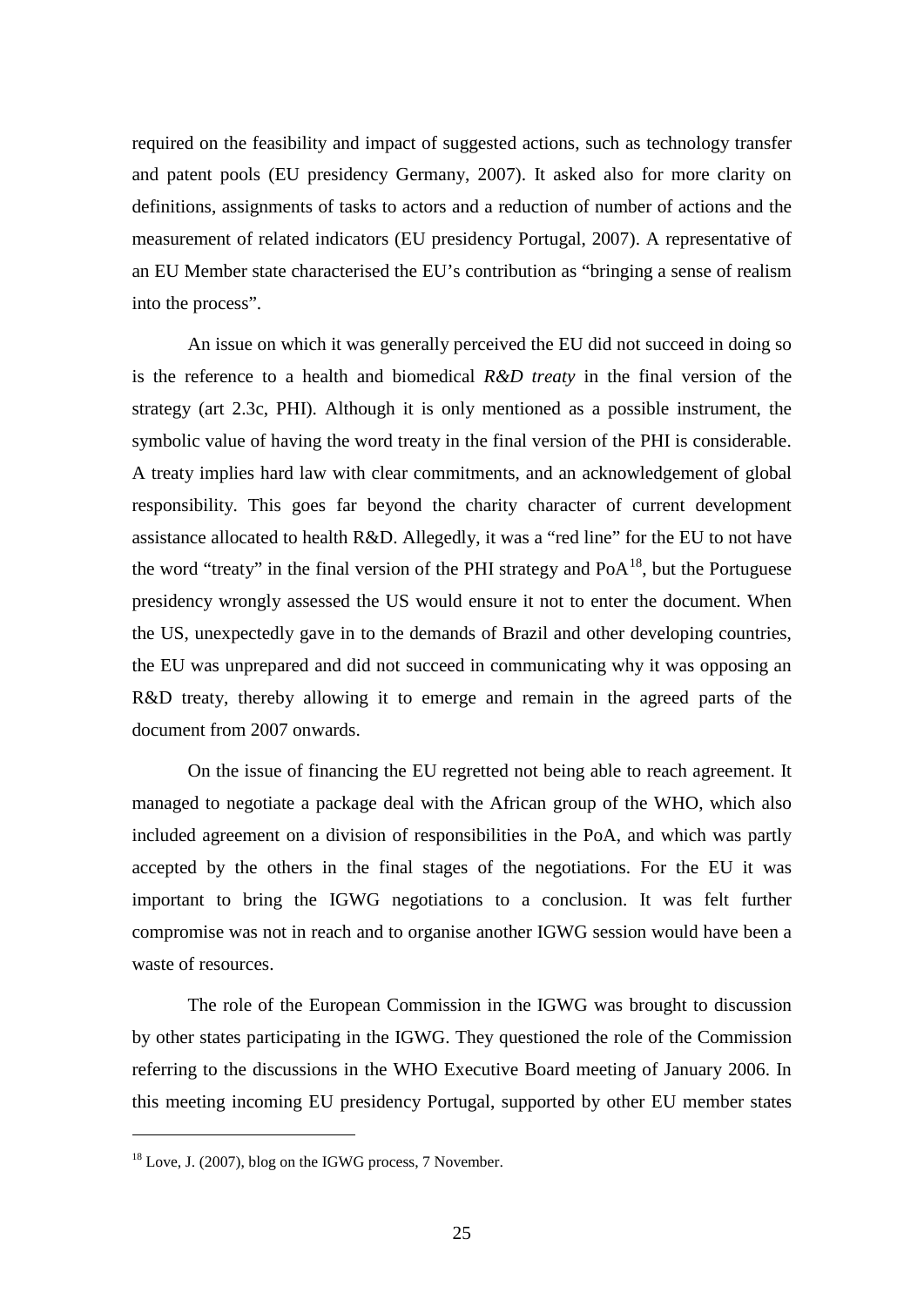required on the feasibility and impact of suggested actions, such as technology transfer and patent pools (EU presidency Germany, 2007). It asked also for more clarity on definitions, assignments of tasks to actors and a reduction of number of actions and the measurement of related indicators (EU presidency Portugal, 2007). A representative of an EU Member state characterised the EU's contribution as "bringing a sense of realism into the process".

An issue on which it was generally perceived the EU did not succeed in doing so is the reference to a health and biomedical *R&D treaty* in the final version of the strategy (art 2.3c, PHI). Although it is only mentioned as a possible instrument, the symbolic value of having the word treaty in the final version of the PHI is considerable. A treaty implies hard law with clear commitments, and an acknowledgement of global responsibility. This goes far beyond the charity character of current development assistance allocated to health R&D. Allegedly, it was a "red line" for the EU to not have the word "treaty" in the final version of the PHI strategy and PoA[18], but the Portuguese presidency wrongly assessed the US would ensure it not to enter the document. When the US, unexpectedly gave in to the demands of Brazil and other developing countries, the EU was unprepared and did not succeed in communicating why it was opposing an R&D treaty, thereby allowing it to emerge and remain in the agreed parts of the document from 2007 onwards.

On the issue of financing the EU regretted not being able to reach agreement. It managed to negotiate a package deal with the African group of the WHO, which also included agreement on a division of responsibilities in the PoA, and which was partly accepted by the others in the final stages of the negotiations. For the EU it was important to bring the IGWG negotiations to a conclusion. It was felt further compromise was not in reach and to organise another IGWG session would have been a waste of resources.

The role of the European Commission in the IGWG was brought to discussion by other states participating in the IGWG. They questioned the role of the Commission referring to the discussions in the WHO Executive Board meeting of January 2006. In this meeting incoming EU presidency Portugal, supported by other EU member states

---

[18] Love, J. (2007), blog on the IGWG process, 7 November.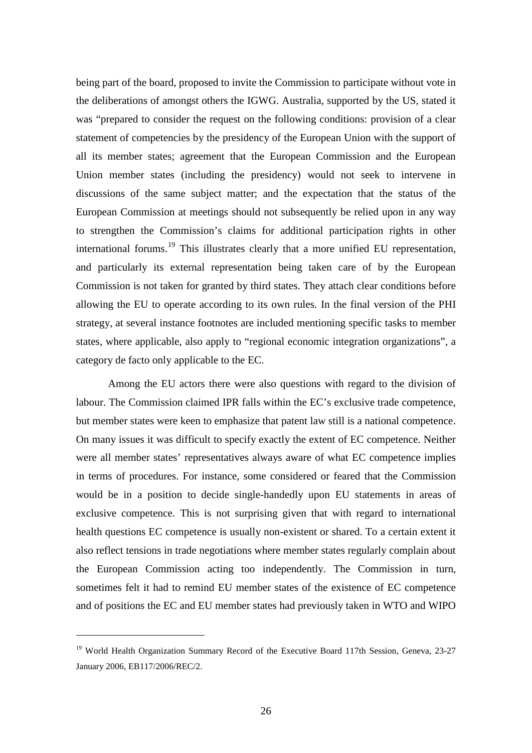being part of the board, proposed to invite the Commission to participate without vote in the deliberations of amongst others the IGWG. Australia, supported by the US, stated it was "prepared to consider the request on the following conditions: provision of a clear statement of competencies by the presidency of the European Union with the support of all its member states; agreement that the European Commission and the European Union member states (including the presidency) would not seek to intervene in discussions of the same subject matter; and the expectation that the status of the European Commission at meetings should not subsequently be relied upon in any way to strengthen the Commission's claims for additional participation rights in other international forums.[19] This illustrates clearly that a more unified EU representation, and particularly its external representation being taken care of by the European Commission is not taken for granted by third states. They attach clear conditions before allowing the EU to operate according to its own rules. In the final version of the PHI strategy, at several instance footnotes are included mentioning specific tasks to member states, where applicable, also apply to "regional economic integration organizations", a category de facto only applicable to the EC.

Among the EU actors there were also questions with regard to the division of labour. The Commission claimed IPR falls within the EC's exclusive trade competence, but member states were keen to emphasize that patent law still is a national competence. On many issues it was difficult to specify exactly the extent of EC competence. Neither were all member states' representatives always aware of what EC competence implies in terms of procedures. For instance, some considered or feared that the Commission would be in a position to decide single-handedly upon EU statements in areas of exclusive competence. This is not surprising given that with regard to international health questions EC competence is usually non-existent or shared. To a certain extent it also reflect tensions in trade negotiations where member states regularly complain about the European Commission acting too independently. The Commission in turn, sometimes felt it had to remind EU member states of the existence of EC competence and of positions the EC and EU member states had previously taken in WTO and WIPO

[19] World Health Organization Summary Record of the Executive Board 117th Session, Geneva, 23-27 January 2006, EB117/2006/REC/2.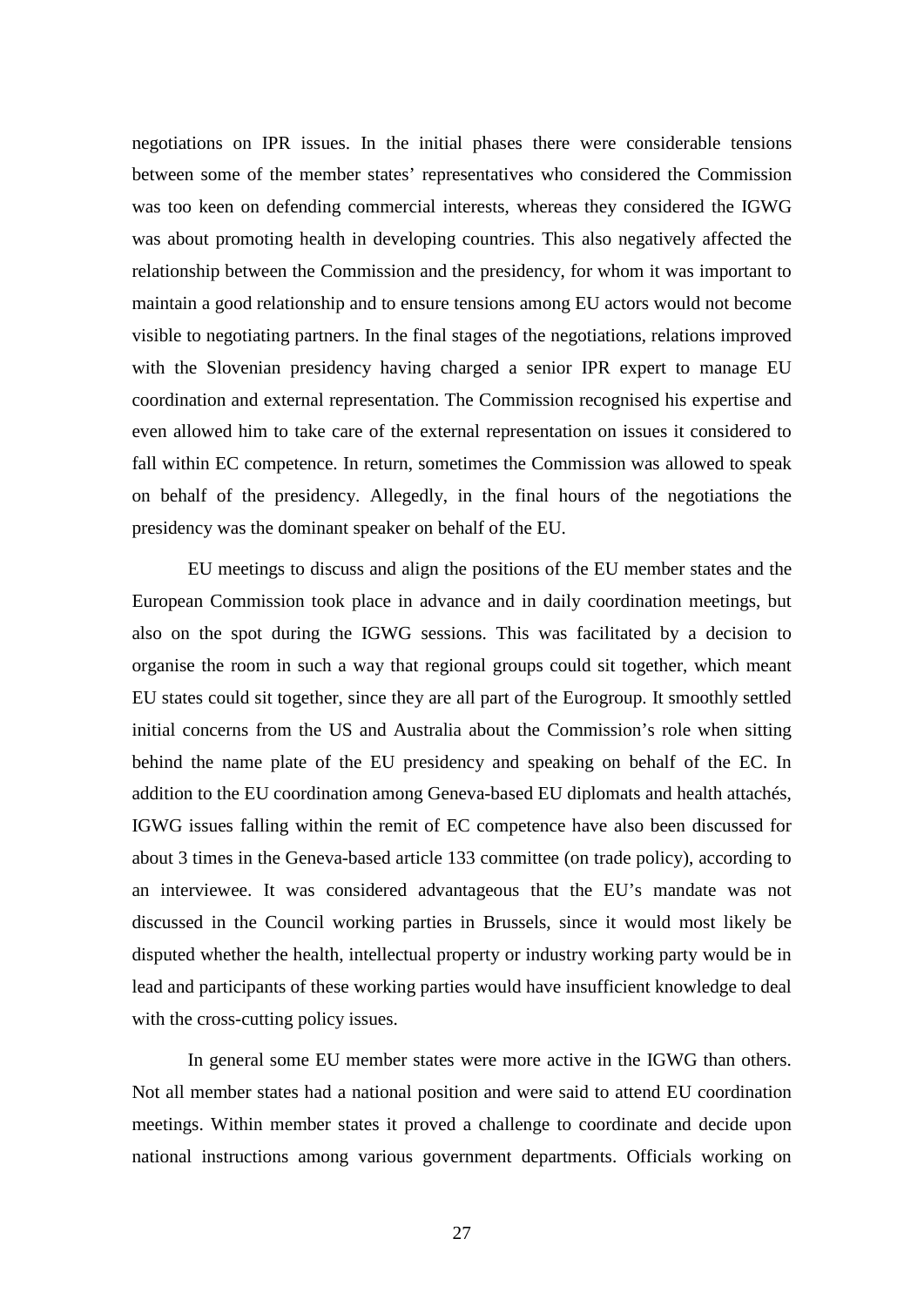negotiations on IPR issues. In the initial phases there were considerable tensions between some of the member states' representatives who considered the Commission was too keen on defending commercial interests, whereas they considered the IGWG was about promoting health in developing countries. This also negatively affected the relationship between the Commission and the presidency, for whom it was important to maintain a good relationship and to ensure tensions among EU actors would not become visible to negotiating partners. In the final stages of the negotiations, relations improved with the Slovenian presidency having charged a senior IPR expert to manage EU coordination and external representation. The Commission recognised his expertise and even allowed him to take care of the external representation on issues it considered to fall within EC competence. In return, sometimes the Commission was allowed to speak on behalf of the presidency. Allegedly, in the final hours of the negotiations the presidency was the dominant speaker on behalf of the EU.

EU meetings to discuss and align the positions of the EU member states and the European Commission took place in advance and in daily coordination meetings, but also on the spot during the IGWG sessions. This was facilitated by a decision to organise the room in such a way that regional groups could sit together, which meant EU states could sit together, since they are all part of the Eurogroup. It smoothly settled initial concerns from the US and Australia about the Commission's role when sitting behind the name plate of the EU presidency and speaking on behalf of the EC. In addition to the EU coordination among Geneva-based EU diplomats and health attachés, IGWG issues falling within the remit of EC competence have also been discussed for about 3 times in the Geneva-based article 133 committee (on trade policy), according to an interviewee. It was considered advantageous that the EU's mandate was not discussed in the Council working parties in Brussels, since it would most likely be disputed whether the health, intellectual property or industry working party would be in lead and participants of these working parties would have insufficient knowledge to deal with the cross-cutting policy issues.

In general some EU member states were more active in the IGWG than others. Not all member states had a national position and were said to attend EU coordination meetings. Within member states it proved a challenge to coordinate and decide upon national instructions among various government departments. Officials working on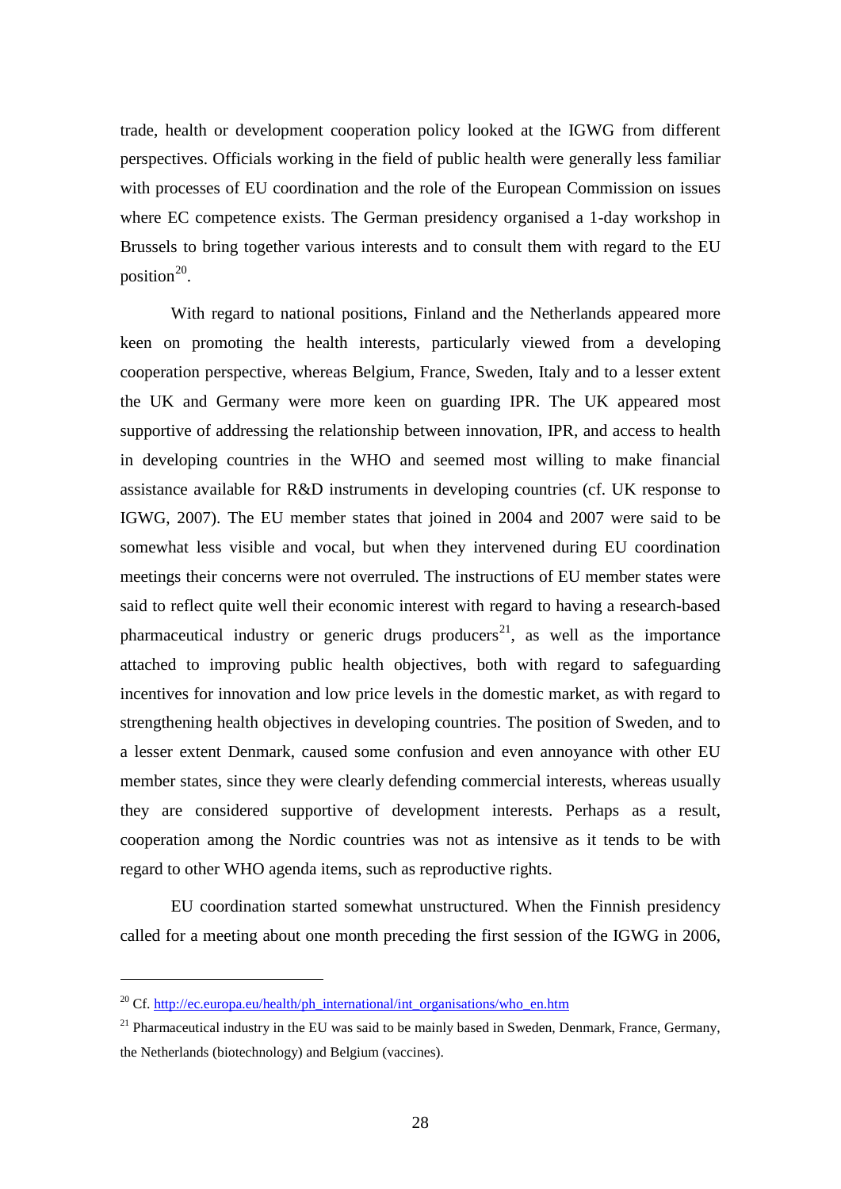trade, health or development cooperation policy looked at the IGWG from different perspectives. Officials working in the field of public health were generally less familiar with processes of EU coordination and the role of the European Commission on issues where EC competence exists. The German presidency organised a 1-day workshop in Brussels to bring together various interests and to consult them with regard to the EU position[20].

With regard to national positions, Finland and the Netherlands appeared more keen on promoting the health interests, particularly viewed from a developing cooperation perspective, whereas Belgium, France, Sweden, Italy and to a lesser extent the UK and Germany were more keen on guarding IPR. The UK appeared most supportive of addressing the relationship between innovation, IPR, and access to health in developing countries in the WHO and seemed most willing to make financial assistance available for R&D instruments in developing countries (cf. UK response to IGWG, 2007). The EU member states that joined in 2004 and 2007 were said to be somewhat less visible and vocal, but when they intervened during EU coordination meetings their concerns were not overruled. The instructions of EU member states were said to reflect quite well their economic interest with regard to having a research-based pharmaceutical industry or generic drugs producers[21], as well as the importance attached to improving public health objectives, both with regard to safeguarding incentives for innovation and low price levels in the domestic market, as with regard to strengthening health objectives in developing countries. The position of Sweden, and to a lesser extent Denmark, caused some confusion and even annoyance with other EU member states, since they were clearly defending commercial interests, whereas usually they are considered supportive of development interests. Perhaps as a result, cooperation among the Nordic countries was not as intensive as it tends to be with regard to other WHO agenda items, such as reproductive rights.

EU coordination started somewhat unstructured. When the Finnish presidency called for a meeting about one month preceding the first session of the IGWG in 2006,

---

[20] Cf. http://ec.europa.eu/health/ph_international/int_organisations/who_en.htm

[21] Pharmaceutical industry in the EU was said to be mainly based in Sweden, Denmark, France, Germany, the Netherlands (biotechnology) and Belgium (vaccines).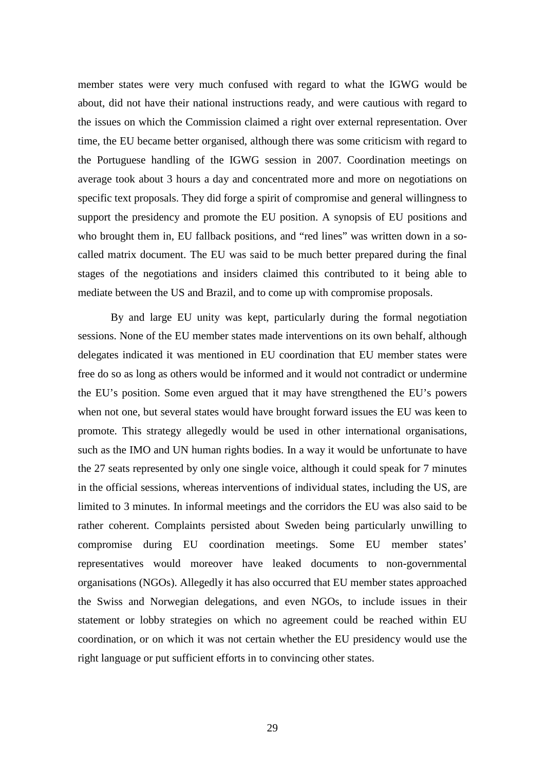member states were very much confused with regard to what the IGWG would be about, did not have their national instructions ready, and were cautious with regard to the issues on which the Commission claimed a right over external representation. Over time, the EU became better organised, although there was some criticism with regard to the Portuguese handling of the IGWG session in 2007. Coordination meetings on average took about 3 hours a day and concentrated more and more on negotiations on specific text proposals. They did forge a spirit of compromise and general willingness to support the presidency and promote the EU position. A synopsis of EU positions and who brought them in, EU fallback positions, and "red lines" was written down in a so-called matrix document. The EU was said to be much better prepared during the final stages of the negotiations and insiders claimed this contributed to it being able to mediate between the US and Brazil, and to come up with compromise proposals.

By and large EU unity was kept, particularly during the formal negotiation sessions. None of the EU member states made interventions on its own behalf, although delegates indicated it was mentioned in EU coordination that EU member states were free do so as long as others would be informed and it would not contradict or undermine the EU's position. Some even argued that it may have strengthened the EU's powers when not one, but several states would have brought forward issues the EU was keen to promote. This strategy allegedly would be used in other international organisations, such as the IMO and UN human rights bodies. In a way it would be unfortunate to have the 27 seats represented by only one single voice, although it could speak for 7 minutes in the official sessions, whereas interventions of individual states, including the US, are limited to 3 minutes. In informal meetings and the corridors the EU was also said to be rather coherent. Complaints persisted about Sweden being particularly unwilling to compromise during EU coordination meetings. Some EU member states' representatives would moreover have leaked documents to non-governmental organisations (NGOs). Allegedly it has also occurred that EU member states approached the Swiss and Norwegian delegations, and even NGOs, to include issues in their statement or lobby strategies on which no agreement could be reached within EU coordination, or on which it was not certain whether the EU presidency would use the right language or put sufficient efforts in to convincing other states.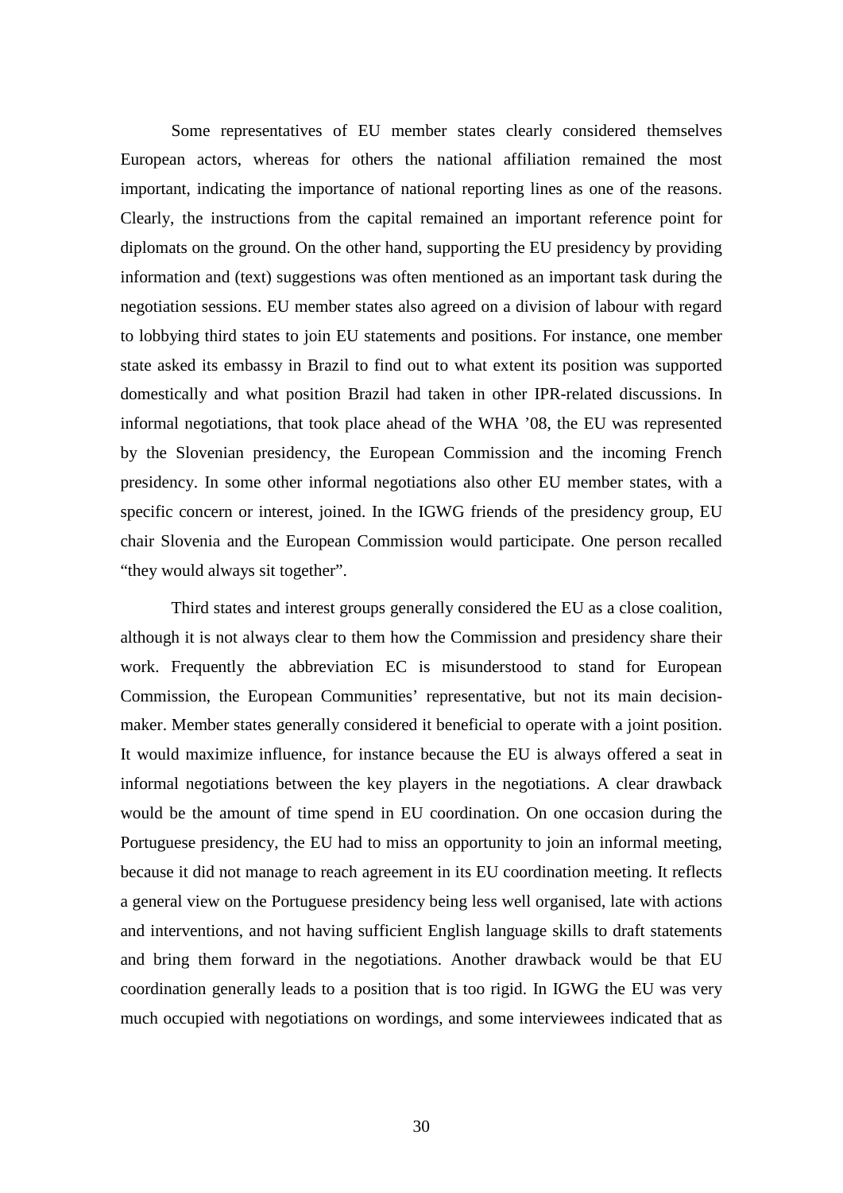Some representatives of EU member states clearly considered themselves European actors, whereas for others the national affiliation remained the most important, indicating the importance of national reporting lines as one of the reasons. Clearly, the instructions from the capital remained an important reference point for diplomats on the ground. On the other hand, supporting the EU presidency by providing information and (text) suggestions was often mentioned as an important task during the negotiation sessions. EU member states also agreed on a division of labour with regard to lobbying third states to join EU statements and positions. For instance, one member state asked its embassy in Brazil to find out to what extent its position was supported domestically and what position Brazil had taken in other IPR-related discussions. In informal negotiations, that took place ahead of the WHA '08, the EU was represented by the Slovenian presidency, the European Commission and the incoming French presidency. In some other informal negotiations also other EU member states, with a specific concern or interest, joined. In the IGWG friends of the presidency group, EU chair Slovenia and the European Commission would participate. One person recalled "they would always sit together".

Third states and interest groups generally considered the EU as a close coalition, although it is not always clear to them how the Commission and presidency share their work. Frequently the abbreviation EC is misunderstood to stand for European Commission, the European Communities' representative, but not its main decision-maker. Member states generally considered it beneficial to operate with a joint position. It would maximize influence, for instance because the EU is always offered a seat in informal negotiations between the key players in the negotiations. A clear drawback would be the amount of time spend in EU coordination. On one occasion during the Portuguese presidency, the EU had to miss an opportunity to join an informal meeting, because it did not manage to reach agreement in its EU coordination meeting. It reflects a general view on the Portuguese presidency being less well organised, late with actions and interventions, and not having sufficient English language skills to draft statements and bring them forward in the negotiations. Another drawback would be that EU coordination generally leads to a position that is too rigid. In IGWG the EU was very much occupied with negotiations on wordings, and some interviewees indicated that as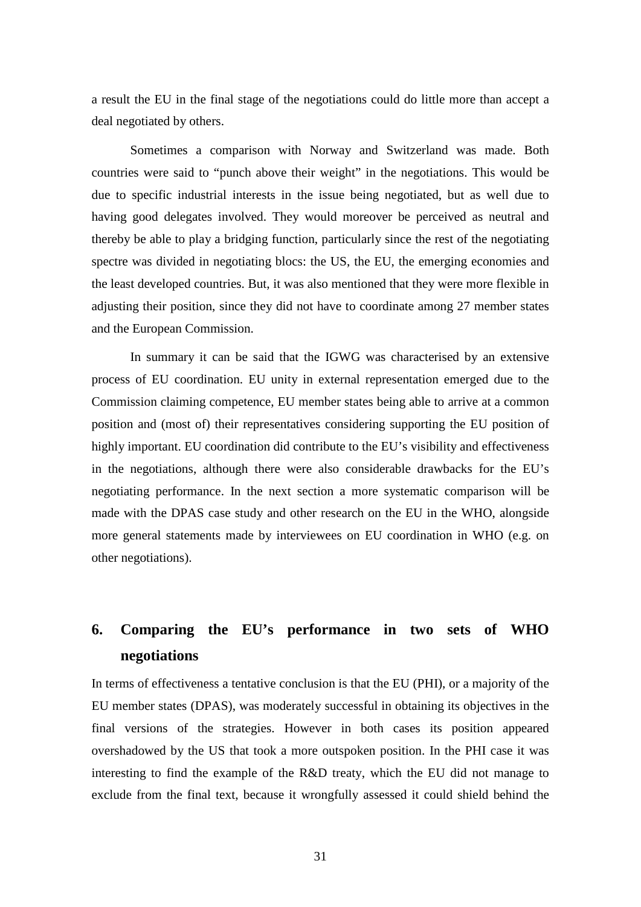a result the EU in the final stage of the negotiations could do little more than accept a deal negotiated by others.

Sometimes a comparison with Norway and Switzerland was made. Both countries were said to "punch above their weight" in the negotiations. This would be due to specific industrial interests in the issue being negotiated, but as well due to having good delegates involved. They would moreover be perceived as neutral and thereby be able to play a bridging function, particularly since the rest of the negotiating spectre was divided in negotiating blocs: the US, the EU, the emerging economies and the least developed countries. But, it was also mentioned that they were more flexible in adjusting their position, since they did not have to coordinate among 27 member states and the European Commission.

In summary it can be said that the IGWG was characterised by an extensive process of EU coordination. EU unity in external representation emerged due to the Commission claiming competence, EU member states being able to arrive at a common position and (most of) their representatives considering supporting the EU position of highly important. EU coordination did contribute to the EU's visibility and effectiveness in the negotiations, although there were also considerable drawbacks for the EU's negotiating performance. In the next section a more systematic comparison will be made with the DPAS case study and other research on the EU in the WHO, alongside more general statements made by interviewees on EU coordination in WHO (e.g. on other negotiations).

## 6. Comparing the EU's performance in two sets of WHO negotiations

In terms of effectiveness a tentative conclusion is that the EU (PHI), or a majority of the EU member states (DPAS), was moderately successful in obtaining its objectives in the final versions of the strategies. However in both cases its position appeared overshadowed by the US that took a more outspoken position. In the PHI case it was interesting to find the example of the R&D treaty, which the EU did not manage to exclude from the final text, because it wrongfully assessed it could shield behind the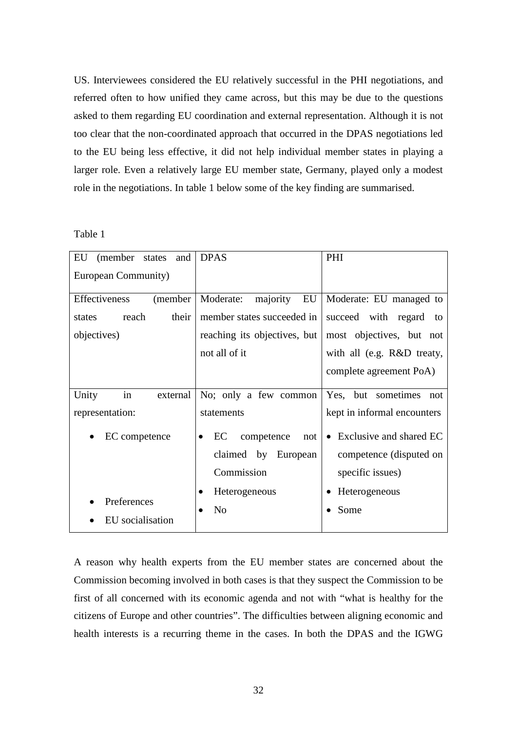US. Interviewees considered the EU relatively successful in the PHI negotiations, and referred often to how unified they came across, but this may be due to the questions asked to them regarding EU coordination and external representation. Although it is not too clear that the non-coordinated approach that occurred in the DPAS negotiations led to the EU being less effective, it did not help individual member states in playing a larger role. Even a relatively large EU member state, Germany, played only a modest role in the negotiations. In table 1 below some of the key finding are summarised.

Table 1

| EU (member states and European Community) | DPAS | PHI |
|---|---|---|
| Effectiveness (member states reach their objectives) | Moderate: majority EU member states succeeded in reaching its objectives, but not all of it | Moderate: EU managed to succeed with regard to most objectives, but not with all (e.g. R&D treaty, complete agreement PoA) |
| Unity in external representation: | No; only a few common statements | Yes, but sometimes not kept in informal encounters |
| • EC competence | • EC competence not claimed by European Commission | • Exclusive and shared EC competence (disputed on specific issues) |
| • Preferences | • Heterogeneous | • Heterogeneous |
| • EU socialisation | • No | • Some |

A reason why health experts from the EU member states are concerned about the Commission becoming involved in both cases is that they suspect the Commission to be first of all concerned with its economic agenda and not with "what is healthy for the citizens of Europe and other countries". The difficulties between aligning economic and health interests is a recurring theme in the cases. In both the DPAS and the IGWG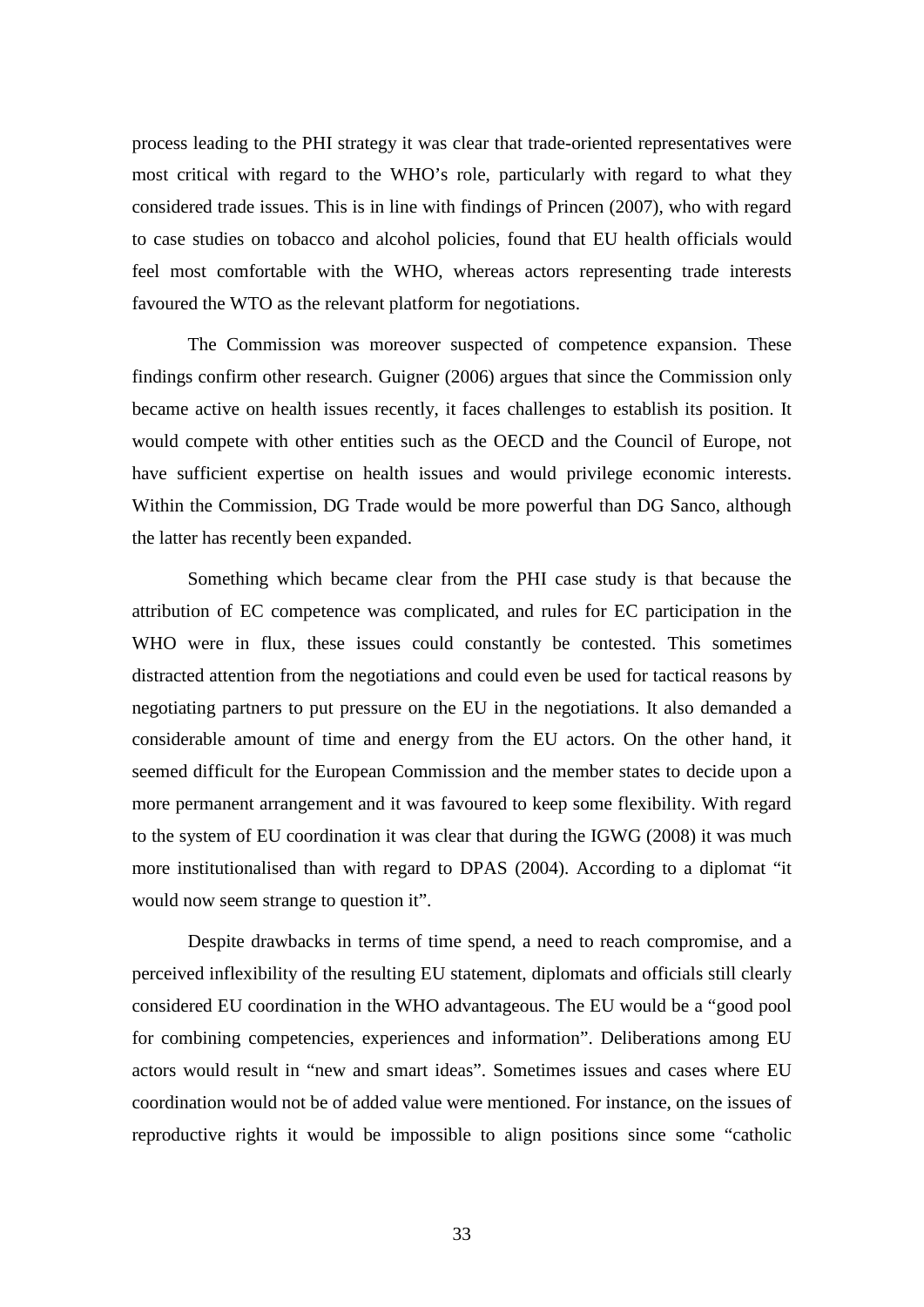process leading to the PHI strategy it was clear that trade-oriented representatives were most critical with regard to the WHO's role, particularly with regard to what they considered trade issues. This is in line with findings of Princen (2007), who with regard to case studies on tobacco and alcohol policies, found that EU health officials would feel most comfortable with the WHO, whereas actors representing trade interests favoured the WTO as the relevant platform for negotiations.

The Commission was moreover suspected of competence expansion. These findings confirm other research. Guigner (2006) argues that since the Commission only became active on health issues recently, it faces challenges to establish its position. It would compete with other entities such as the OECD and the Council of Europe, not have sufficient expertise on health issues and would privilege economic interests. Within the Commission, DG Trade would be more powerful than DG Sanco, although the latter has recently been expanded.

Something which became clear from the PHI case study is that because the attribution of EC competence was complicated, and rules for EC participation in the WHO were in flux, these issues could constantly be contested. This sometimes distracted attention from the negotiations and could even be used for tactical reasons by negotiating partners to put pressure on the EU in the negotiations. It also demanded a considerable amount of time and energy from the EU actors. On the other hand, it seemed difficult for the European Commission and the member states to decide upon a more permanent arrangement and it was favoured to keep some flexibility. With regard to the system of EU coordination it was clear that during the IGWG (2008) it was much more institutionalised than with regard to DPAS (2004). According to a diplomat "it would now seem strange to question it".

Despite drawbacks in terms of time spend, a need to reach compromise, and a perceived inflexibility of the resulting EU statement, diplomats and officials still clearly considered EU coordination in the WHO advantageous. The EU would be a "good pool for combining competencies, experiences and information". Deliberations among EU actors would result in "new and smart ideas". Sometimes issues and cases where EU coordination would not be of added value were mentioned. For instance, on the issues of reproductive rights it would be impossible to align positions since some "catholic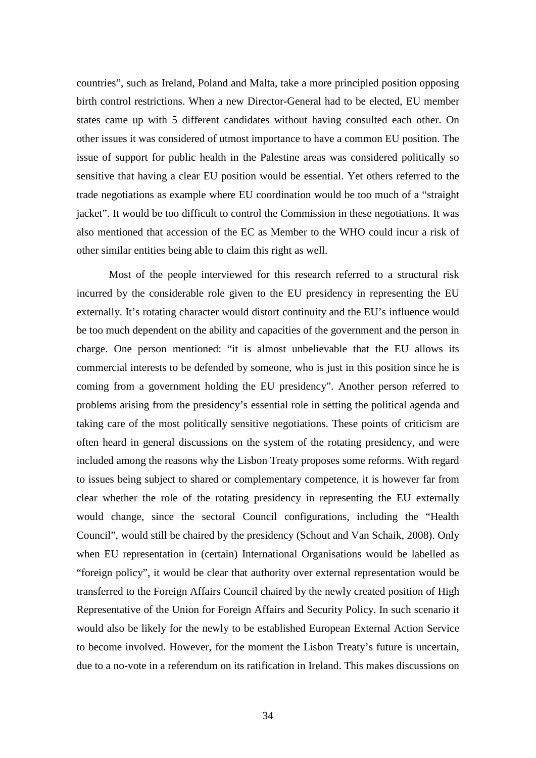countries", such as Ireland, Poland and Malta, take a more principled position opposing birth control restrictions. When a new Director-General had to be elected, EU member states came up with 5 different candidates without having consulted each other. On other issues it was considered of utmost importance to have a common EU position. The issue of support for public health in the Palestine areas was considered politically so sensitive that having a clear EU position would be essential. Yet others referred to the trade negotiations as example where EU coordination would be too much of a "straight jacket". It would be too difficult to control the Commission in these negotiations. It was also mentioned that accession of the EC as Member to the WHO could incur a risk of other similar entities being able to claim this right as well.

Most of the people interviewed for this research referred to a structural risk incurred by the considerable role given to the EU presidency in representing the EU externally. It's rotating character would distort continuity and the EU's influence would be too much dependent on the ability and capacities of the government and the person in charge. One person mentioned: "it is almost unbelievable that the EU allows its commercial interests to be defended by someone, who is just in this position since he is coming from a government holding the EU presidency". Another person referred to problems arising from the presidency's essential role in setting the political agenda and taking care of the most politically sensitive negotiations. These points of criticism are often heard in general discussions on the system of the rotating presidency, and were included among the reasons why the Lisbon Treaty proposes some reforms. With regard to issues being subject to shared or complementary competence, it is however far from clear whether the role of the rotating presidency in representing the EU externally would change, since the sectoral Council configurations, including the "Health Council", would still be chaired by the presidency (Schout and Van Schaik, 2008). Only when EU representation in (certain) International Organisations would be labelled as "foreign policy", it would be clear that authority over external representation would be transferred to the Foreign Affairs Council chaired by the newly created position of High Representative of the Union for Foreign Affairs and Security Policy. In such scenario it would also be likely for the newly to be established European External Action Service to become involved. However, for the moment the Lisbon Treaty's future is uncertain, due to a no-vote in a referendum on its ratification in Ireland. This makes discussions on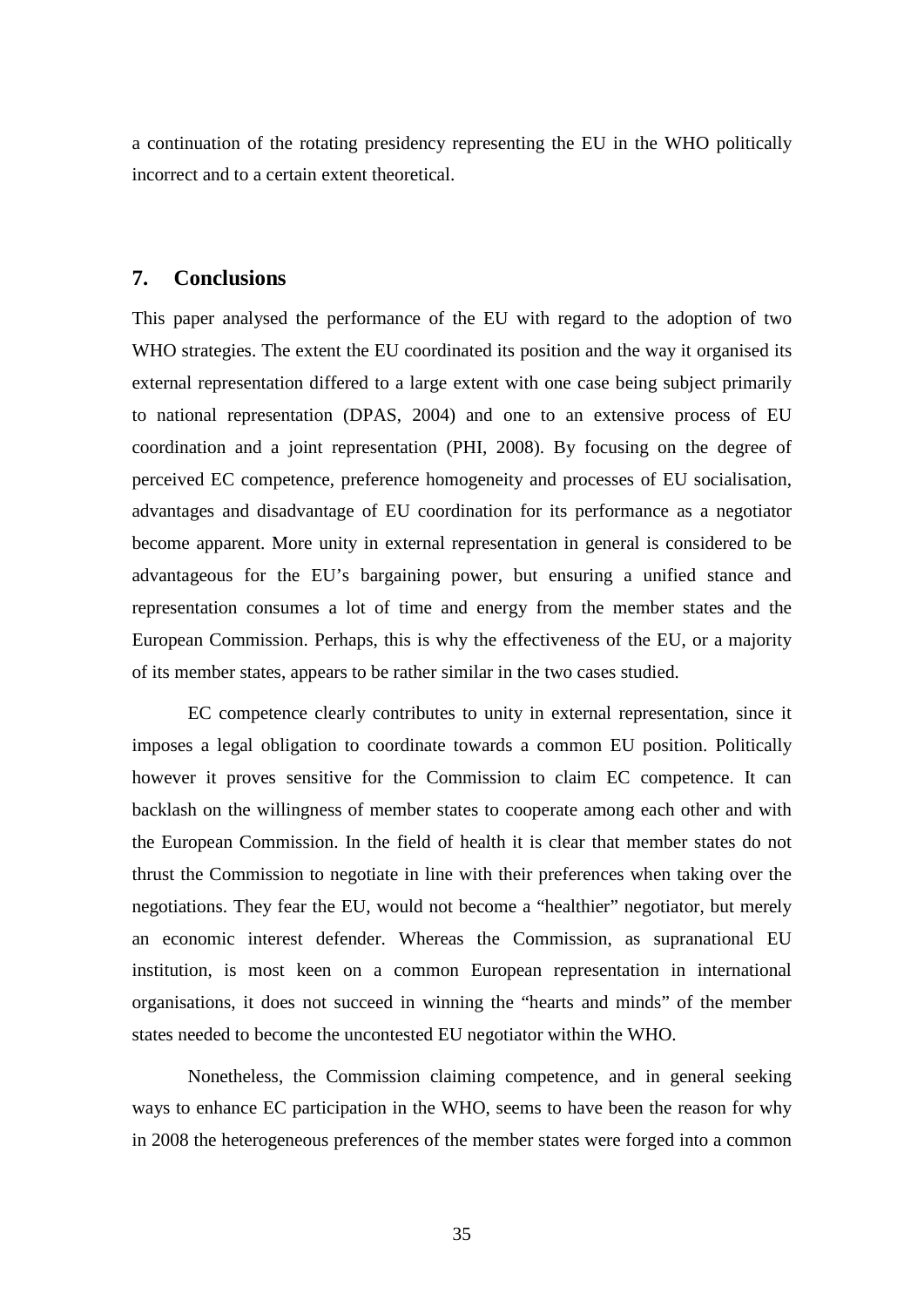a continuation of the rotating presidency representing the EU in the WHO politically incorrect and to a certain extent theoretical.

## 7. Conclusions

This paper analysed the performance of the EU with regard to the adoption of two WHO strategies. The extent the EU coordinated its position and the way it organised its external representation differed to a large extent with one case being subject primarily to national representation (DPAS, 2004) and one to an extensive process of EU coordination and a joint representation (PHI, 2008). By focusing on the degree of perceived EC competence, preference homogeneity and processes of EU socialisation, advantages and disadvantage of EU coordination for its performance as a negotiator become apparent. More unity in external representation in general is considered to be advantageous for the EU's bargaining power, but ensuring a unified stance and representation consumes a lot of time and energy from the member states and the European Commission. Perhaps, this is why the effectiveness of the EU, or a majority of its member states, appears to be rather similar in the two cases studied.

EC competence clearly contributes to unity in external representation, since it imposes a legal obligation to coordinate towards a common EU position. Politically however it proves sensitive for the Commission to claim EC competence. It can backlash on the willingness of member states to cooperate among each other and with the European Commission. In the field of health it is clear that member states do not thrust the Commission to negotiate in line with their preferences when taking over the negotiations. They fear the EU, would not become a "healthier" negotiator, but merely an economic interest defender. Whereas the Commission, as supranational EU institution, is most keen on a common European representation in international organisations, it does not succeed in winning the "hearts and minds" of the member states needed to become the uncontested EU negotiator within the WHO.

Nonetheless, the Commission claiming competence, and in general seeking ways to enhance EC participation in the WHO, seems to have been the reason for why in 2008 the heterogeneous preferences of the member states were forged into a common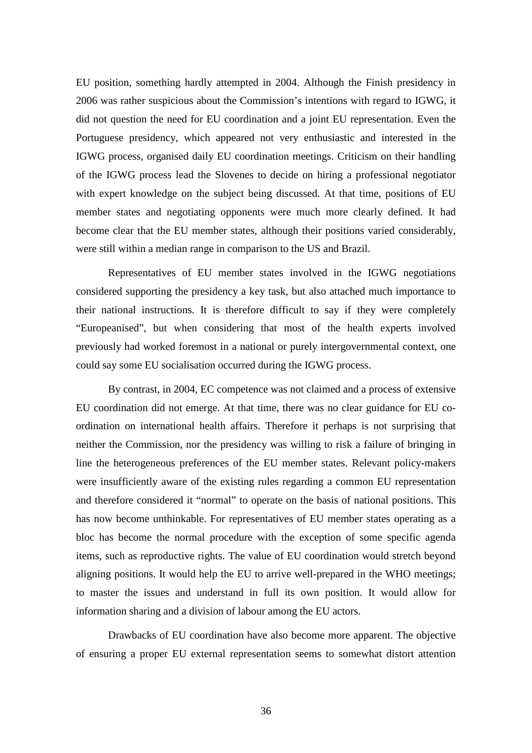EU position, something hardly attempted in 2004. Although the Finish presidency in 2006 was rather suspicious about the Commission's intentions with regard to IGWG, it did not question the need for EU coordination and a joint EU representation. Even the Portuguese presidency, which appeared not very enthusiastic and interested in the IGWG process, organised daily EU coordination meetings. Criticism on their handling of the IGWG process lead the Slovenes to decide on hiring a professional negotiator with expert knowledge on the subject being discussed. At that time, positions of EU member states and negotiating opponents were much more clearly defined. It had become clear that the EU member states, although their positions varied considerably, were still within a median range in comparison to the US and Brazil.

Representatives of EU member states involved in the IGWG negotiations considered supporting the presidency a key task, but also attached much importance to their national instructions. It is therefore difficult to say if they were completely "Europeanised", but when considering that most of the health experts involved previously had worked foremost in a national or purely intergovernmental context, one could say some EU socialisation occurred during the IGWG process.

By contrast, in 2004, EC competence was not claimed and a process of extensive EU coordination did not emerge. At that time, there was no clear guidance for EU co-ordination on international health affairs. Therefore it perhaps is not surprising that neither the Commission, nor the presidency was willing to risk a failure of bringing in line the heterogeneous preferences of the EU member states. Relevant policy-makers were insufficiently aware of the existing rules regarding a common EU representation and therefore considered it "normal" to operate on the basis of national positions. This has now become unthinkable. For representatives of EU member states operating as a bloc has become the normal procedure with the exception of some specific agenda items, such as reproductive rights. The value of EU coordination would stretch beyond aligning positions. It would help the EU to arrive well-prepared in the WHO meetings; to master the issues and understand in full its own position. It would allow for information sharing and a division of labour among the EU actors.

Drawbacks of EU coordination have also become more apparent. The objective of ensuring a proper EU external representation seems to somewhat distort attention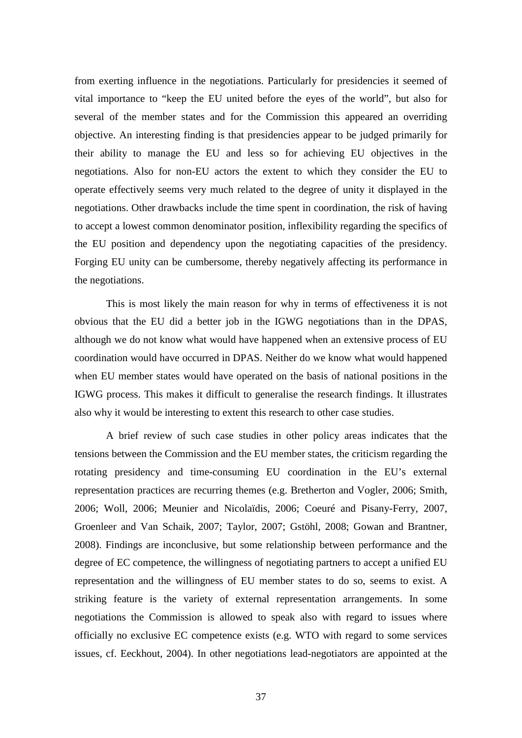from exerting influence in the negotiations. Particularly for presidencies it seemed of vital importance to "keep the EU united before the eyes of the world", but also for several of the member states and for the Commission this appeared an overriding objective. An interesting finding is that presidencies appear to be judged primarily for their ability to manage the EU and less so for achieving EU objectives in the negotiations. Also for non-EU actors the extent to which they consider the EU to operate effectively seems very much related to the degree of unity it displayed in the negotiations. Other drawbacks include the time spent in coordination, the risk of having to accept a lowest common denominator position, inflexibility regarding the specifics of the EU position and dependency upon the negotiating capacities of the presidency. Forging EU unity can be cumbersome, thereby negatively affecting its performance in the negotiations.

This is most likely the main reason for why in terms of effectiveness it is not obvious that the EU did a better job in the IGWG negotiations than in the DPAS, although we do not know what would have happened when an extensive process of EU coordination would have occurred in DPAS. Neither do we know what would happened when EU member states would have operated on the basis of national positions in the IGWG process. This makes it difficult to generalise the research findings. It illustrates also why it would be interesting to extent this research to other case studies.

A brief review of such case studies in other policy areas indicates that the tensions between the Commission and the EU member states, the criticism regarding the rotating presidency and time-consuming EU coordination in the EU's external representation practices are recurring themes (e.g. Bretherton and Vogler, 2006; Smith, 2006; Woll, 2006; Meunier and Nicolaïdis, 2006; Coeuré and Pisany-Ferry, 2007, Groenleer and Van Schaik, 2007; Taylor, 2007; Gstöhl, 2008; Gowan and Brantner, 2008). Findings are inconclusive, but some relationship between performance and the degree of EC competence, the willingness of negotiating partners to accept a unified EU representation and the willingness of EU member states to do so, seems to exist. A striking feature is the variety of external representation arrangements. In some negotiations the Commission is allowed to speak also with regard to issues where officially no exclusive EC competence exists (e.g. WTO with regard to some services issues, cf. Eeckhout, 2004). In other negotiations lead-negotiators are appointed at the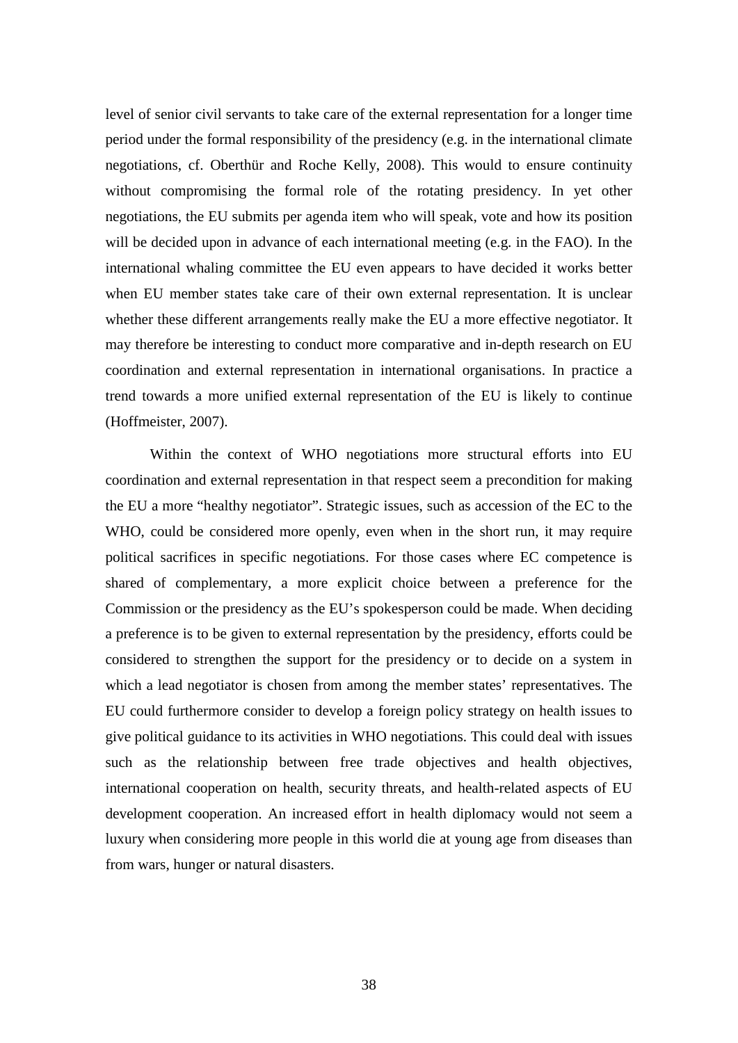level of senior civil servants to take care of the external representation for a longer time period under the formal responsibility of the presidency (e.g. in the international climate negotiations, cf. Oberthür and Roche Kelly, 2008). This would to ensure continuity without compromising the formal role of the rotating presidency. In yet other negotiations, the EU submits per agenda item who will speak, vote and how its position will be decided upon in advance of each international meeting (e.g. in the FAO). In the international whaling committee the EU even appears to have decided it works better when EU member states take care of their own external representation. It is unclear whether these different arrangements really make the EU a more effective negotiator. It may therefore be interesting to conduct more comparative and in-depth research on EU coordination and external representation in international organisations. In practice a trend towards a more unified external representation of the EU is likely to continue (Hoffmeister, 2007).

Within the context of WHO negotiations more structural efforts into EU coordination and external representation in that respect seem a precondition for making the EU a more "healthy negotiator". Strategic issues, such as accession of the EC to the WHO, could be considered more openly, even when in the short run, it may require political sacrifices in specific negotiations. For those cases where EC competence is shared of complementary, a more explicit choice between a preference for the Commission or the presidency as the EU's spokesperson could be made. When deciding a preference is to be given to external representation by the presidency, efforts could be considered to strengthen the support for the presidency or to decide on a system in which a lead negotiator is chosen from among the member states' representatives. The EU could furthermore consider to develop a foreign policy strategy on health issues to give political guidance to its activities in WHO negotiations. This could deal with issues such as the relationship between free trade objectives and health objectives, international cooperation on health, security threats, and health-related aspects of EU development cooperation. An increased effort in health diplomacy would not seem a luxury when considering more people in this world die at young age from diseases than from wars, hunger or natural disasters.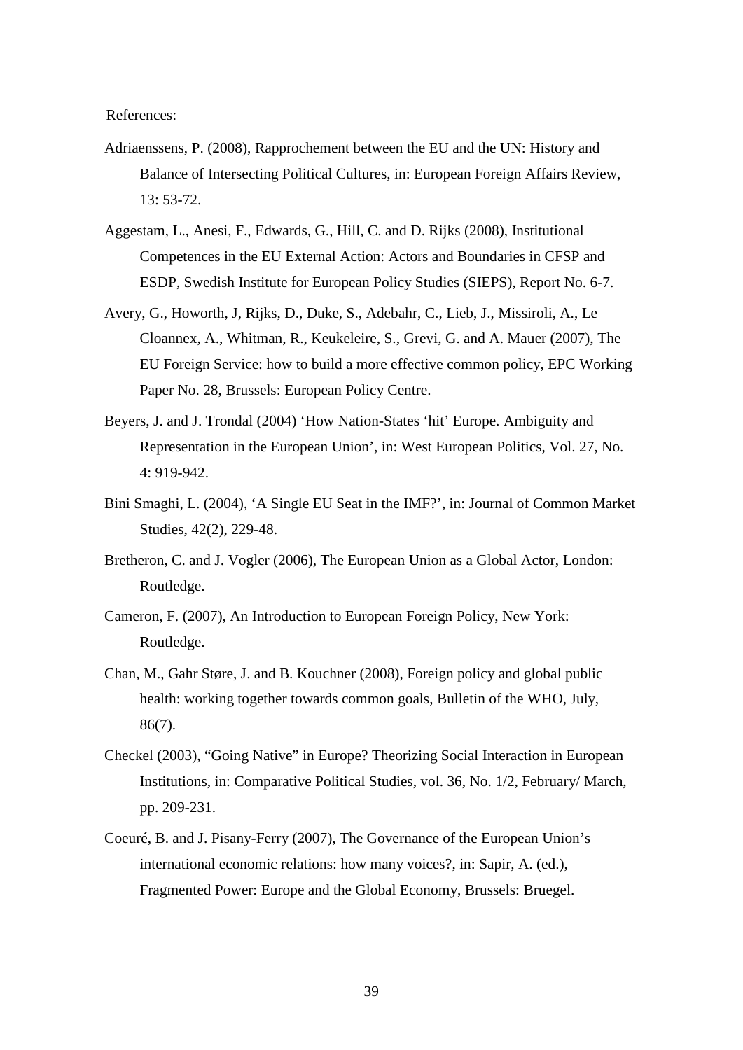References:

Adriaenssens, P. (2008), Rapprochement between the EU and the UN: History and Balance of Intersecting Political Cultures, in: European Foreign Affairs Review, 13: 53-72.

Aggestam, L., Anesi, F., Edwards, G., Hill, C. and D. Rijks (2008), Institutional Competences in the EU External Action: Actors and Boundaries in CFSP and ESDP, Swedish Institute for European Policy Studies (SIEPS), Report No. 6-7.

Avery, G., Howorth, J, Rijks, D., Duke, S., Adebahr, C., Lieb, J., Missiroli, A., Le Cloannex, A., Whitman, R., Keukeleire, S., Grevi, G. and A. Mauer (2007), The EU Foreign Service: how to build a more effective common policy, EPC Working Paper No. 28, Brussels: European Policy Centre.

Beyers, J. and J. Trondal (2004) 'How Nation-States 'hit' Europe. Ambiguity and Representation in the European Union', in: West European Politics, Vol. 27, No. 4: 919-942.

Bini Smaghi, L. (2004), 'A Single EU Seat in the IMF?', in: Journal of Common Market Studies, 42(2), 229-48.

Bretheron, C. and J. Vogler (2006), The European Union as a Global Actor, London: Routledge.

Cameron, F. (2007), An Introduction to European Foreign Policy, New York: Routledge.

Chan, M., Gahr Støre, J. and B. Kouchner (2008), Foreign policy and global public health: working together towards common goals, Bulletin of the WHO, July, 86(7).

Checkel (2003), "Going Native" in Europe? Theorizing Social Interaction in European Institutions, in: Comparative Political Studies, vol. 36, No. 1/2, February/ March, pp. 209-231.

Coeuré, B. and J. Pisany-Ferry (2007), The Governance of the European Union's international economic relations: how many voices?, in: Sapir, A. (ed.), Fragmented Power: Europe and the Global Economy, Brussels: Bruegel.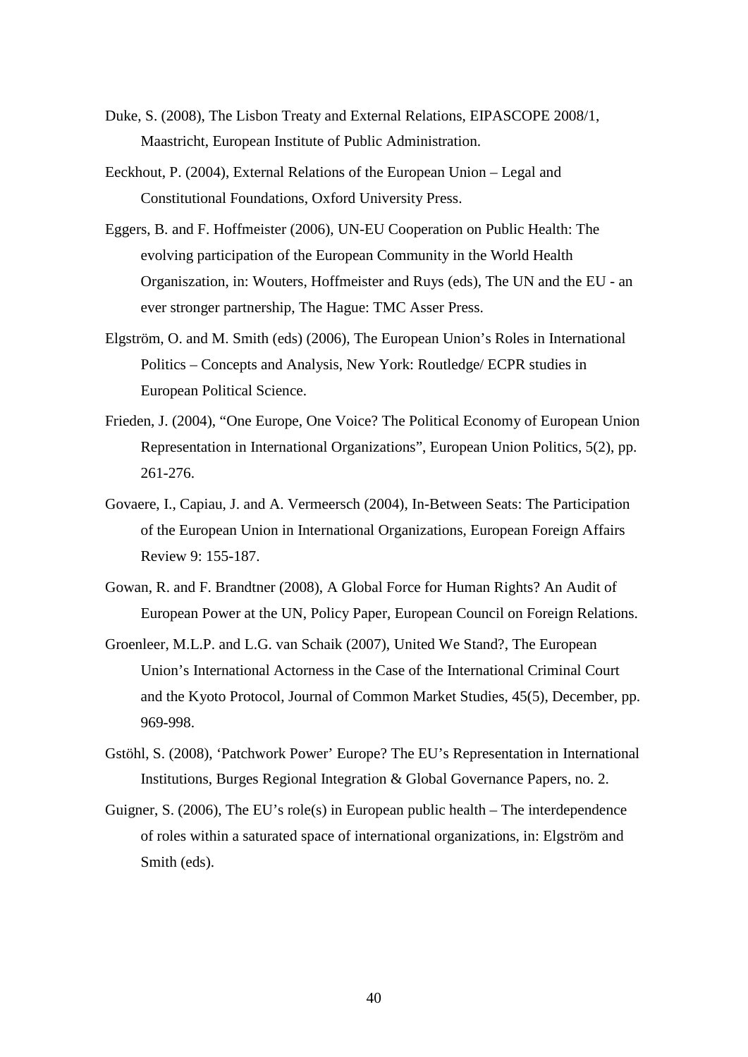Duke, S. (2008), The Lisbon Treaty and External Relations, EIPASCOPE 2008/1, Maastricht, European Institute of Public Administration.

Eeckhout, P. (2004), External Relations of the European Union – Legal and Constitutional Foundations, Oxford University Press.

Eggers, B. and F. Hoffmeister (2006), UN-EU Cooperation on Public Health: The evolving participation of the European Community in the World Health Organiszation, in: Wouters, Hoffmeister and Ruys (eds), The UN and the EU - an ever stronger partnership, The Hague: TMC Asser Press.

Elgström, O. and M. Smith (eds) (2006), The European Union's Roles in International Politics – Concepts and Analysis, New York: Routledge/ ECPR studies in European Political Science.

Frieden, J. (2004), "One Europe, One Voice? The Political Economy of European Union Representation in International Organizations", European Union Politics, 5(2), pp. 261-276.

Govaere, I., Capiau, J. and A. Vermeersch (2004), In-Between Seats: The Participation of the European Union in International Organizations, European Foreign Affairs Review 9: 155-187.

Gowan, R. and F. Brandtner (2008), A Global Force for Human Rights? An Audit of European Power at the UN, Policy Paper, European Council on Foreign Relations.

Groenleer, M.L.P. and L.G. van Schaik (2007), United We Stand?, The European Union's International Actorness in the Case of the International Criminal Court and the Kyoto Protocol, Journal of Common Market Studies, 45(5), December, pp. 969-998.

Gstöhl, S. (2008), 'Patchwork Power' Europe? The EU's Representation in International Institutions, Burges Regional Integration & Global Governance Papers, no. 2.

Guigner, S. (2006), The EU's role(s) in European public health – The interdependence of roles within a saturated space of international organizations, in: Elgström and Smith (eds).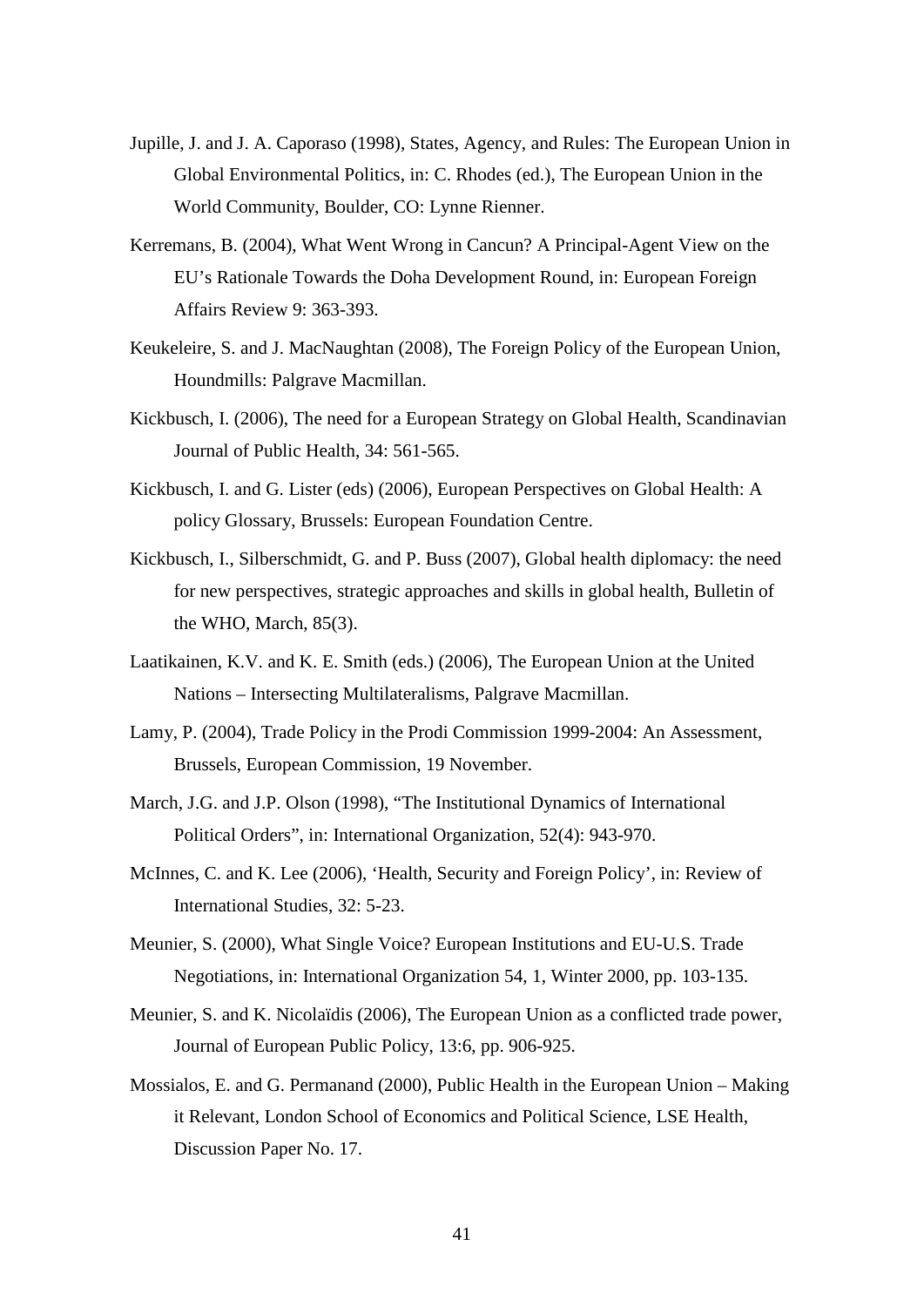Jupille, J. and J. A. Caporaso (1998), States, Agency, and Rules: The European Union in Global Environmental Politics, in: C. Rhodes (ed.), The European Union in the World Community, Boulder, CO: Lynne Rienner.

Kerremans, B. (2004), What Went Wrong in Cancun? A Principal-Agent View on the EU's Rationale Towards the Doha Development Round, in: European Foreign Affairs Review 9: 363-393.

Keukeleire, S. and J. MacNaughtan (2008), The Foreign Policy of the European Union, Houndmills: Palgrave Macmillan.

Kickbusch, I. (2006), The need for a European Strategy on Global Health, Scandinavian Journal of Public Health, 34: 561-565.

Kickbusch, I. and G. Lister (eds) (2006), European Perspectives on Global Health: A policy Glossary, Brussels: European Foundation Centre.

Kickbusch, I., Silberschmidt, G. and P. Buss (2007), Global health diplomacy: the need for new perspectives, strategic approaches and skills in global health, Bulletin of the WHO, March, 85(3).

Laatikainen, K.V. and K. E. Smith (eds.) (2006), The European Union at the United Nations – Intersecting Multilateralisms, Palgrave Macmillan.

Lamy, P. (2004), Trade Policy in the Prodi Commission 1999-2004: An Assessment, Brussels, European Commission, 19 November.

March, J.G. and J.P. Olson (1998), "The Institutional Dynamics of International Political Orders", in: International Organization, 52(4): 943-970.

McInnes, C. and K. Lee (2006), 'Health, Security and Foreign Policy', in: Review of International Studies, 32: 5-23.

Meunier, S. (2000), What Single Voice? European Institutions and EU-U.S. Trade Negotiations, in: International Organization 54, 1, Winter 2000, pp. 103-135.

Meunier, S. and K. Nicolaïdis (2006), The European Union as a conflicted trade power, Journal of European Public Policy, 13:6, pp. 906-925.

Mossialos, E. and G. Permanand (2000), Public Health in the European Union – Making it Relevant, London School of Economics and Political Science, LSE Health, Discussion Paper No. 17.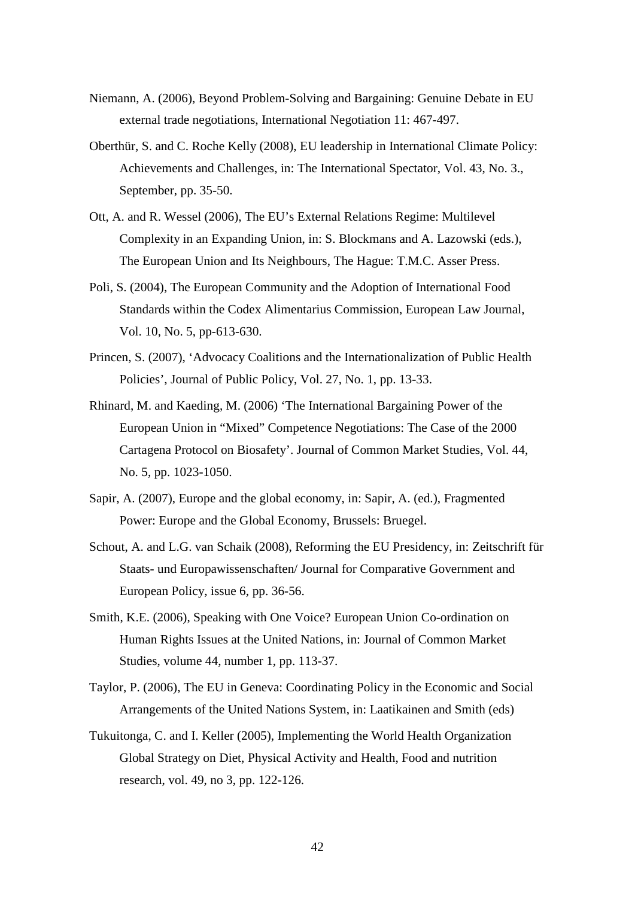Niemann, A. (2006), Beyond Problem-Solving and Bargaining: Genuine Debate in EU external trade negotiations, International Negotiation 11: 467-497.

Oberthür, S. and C. Roche Kelly (2008), EU leadership in International Climate Policy: Achievements and Challenges, in: The International Spectator, Vol. 43, No. 3., September, pp. 35-50.

Ott, A. and R. Wessel (2006), The EU's External Relations Regime: Multilevel Complexity in an Expanding Union, in: S. Blockmans and A. Lazowski (eds.), The European Union and Its Neighbours, The Hague: T.M.C. Asser Press.

Poli, S. (2004), The European Community and the Adoption of International Food Standards within the Codex Alimentarius Commission, European Law Journal, Vol. 10, No. 5, pp-613-630.

Princen, S. (2007), 'Advocacy Coalitions and the Internationalization of Public Health Policies', Journal of Public Policy, Vol. 27, No. 1, pp. 13-33.

Rhinard, M. and Kaeding, M. (2006) 'The International Bargaining Power of the European Union in "Mixed" Competence Negotiations: The Case of the 2000 Cartagena Protocol on Biosafety'. Journal of Common Market Studies, Vol. 44, No. 5, pp. 1023-1050.

Sapir, A. (2007), Europe and the global economy, in: Sapir, A. (ed.), Fragmented Power: Europe and the Global Economy, Brussels: Bruegel.

Schout, A. and L.G. van Schaik (2008), Reforming the EU Presidency, in: Zeitschrift für Staats- und Europawissenschaften/ Journal for Comparative Government and European Policy, issue 6, pp. 36-56.

Smith, K.E. (2006), Speaking with One Voice? European Union Co-ordination on Human Rights Issues at the United Nations, in: Journal of Common Market Studies, volume 44, number 1, pp. 113-37.

Taylor, P. (2006), The EU in Geneva: Coordinating Policy in the Economic and Social Arrangements of the United Nations System, in: Laatikainen and Smith (eds)

Tukuitonga, C. and I. Keller (2005), Implementing the World Health Organization Global Strategy on Diet, Physical Activity and Health, Food and nutrition research, vol. 49, no 3, pp. 122-126.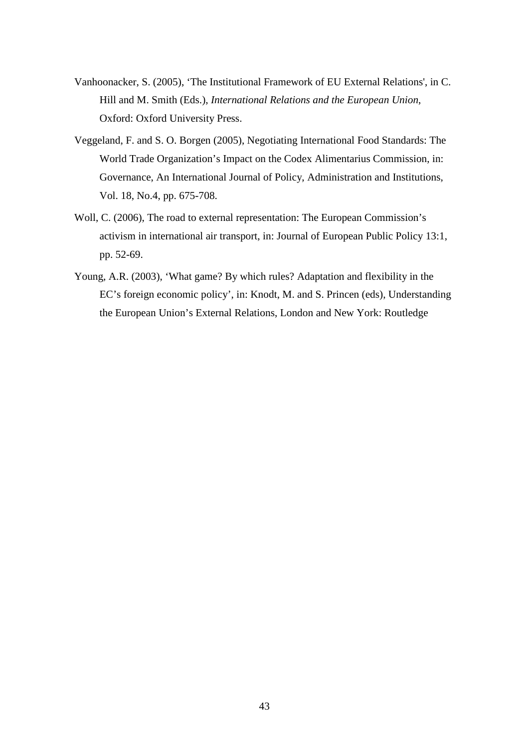Vanhoonacker, S. (2005), 'The Institutional Framework of EU External Relations', in C. Hill and M. Smith (Eds.), *International Relations and the European Union*, Oxford: Oxford University Press.

Veggeland, F. and S. O. Borgen (2005), Negotiating International Food Standards: The World Trade Organization's Impact on the Codex Alimentarius Commission, in: Governance, An International Journal of Policy, Administration and Institutions, Vol. 18, No.4, pp. 675-708.

Woll, C. (2006), The road to external representation: The European Commission's activism in international air transport, in: Journal of European Public Policy 13:1, pp. 52-69.

Young, A.R. (2003), 'What game? By which rules? Adaptation and flexibility in the EC's foreign economic policy', in: Knodt, M. and S. Princen (eds), Understanding the European Union's External Relations, London and New York: Routledge